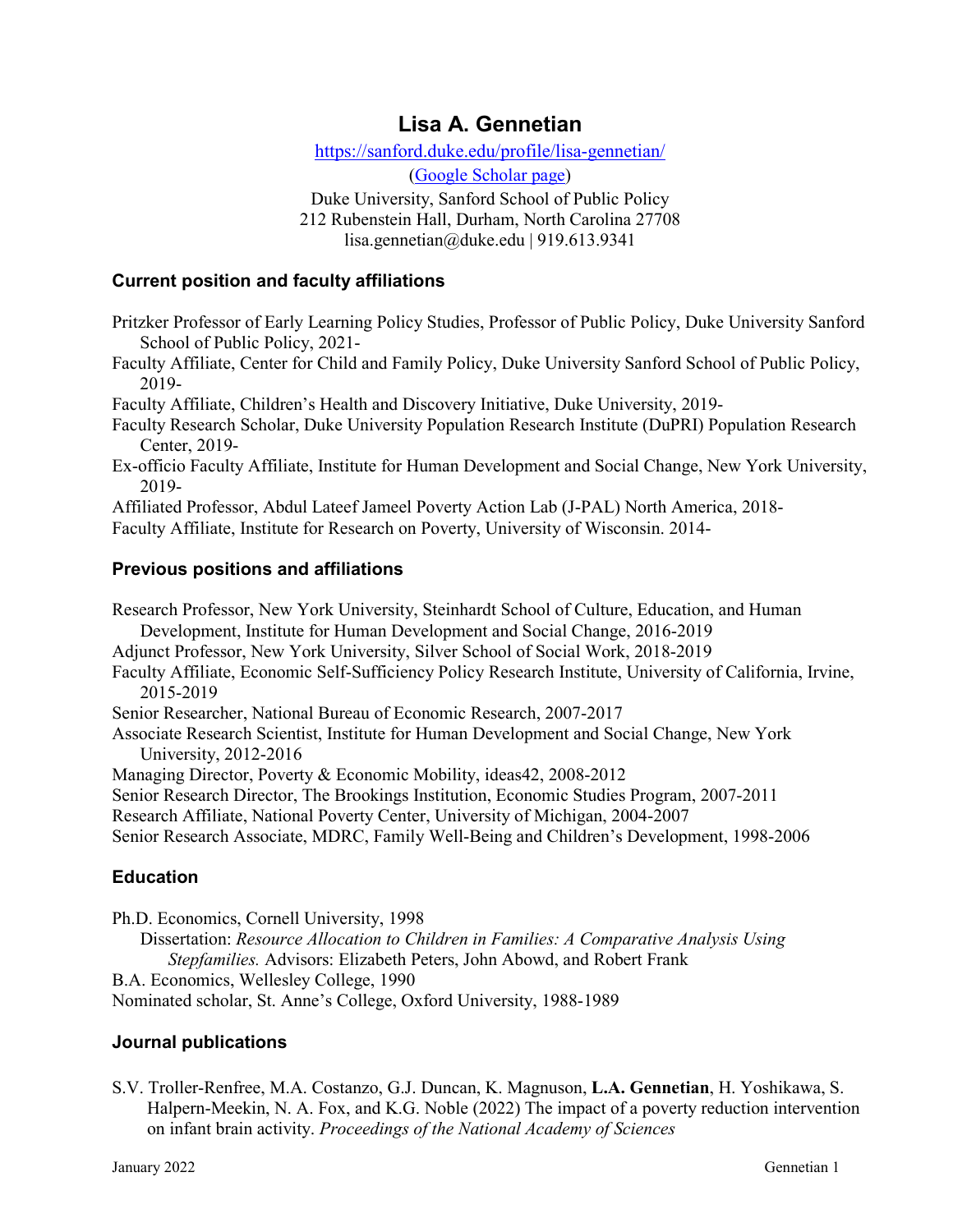# Lisa A. Gennetian

[https://sanford.duke.edu/profile/lisa-gennetian/](https://sanford.duke.edu/profile/lisa-gennetian/)

(Google Scholar page)

Duke University, Sanford School of Public Policy
212 Rubenstein Hall, Durham, North Carolina 27708
lisa.gennetian@duke.edu | 919.613.9341

## Current position and faculty affiliations

Pritzker Professor of Early Learning Policy Studies, Professor of Public Policy, Duke University Sanford School of Public Policy, 2021-

Faculty Affiliate, Center for Child and Family Policy, Duke University Sanford School of Public Policy, 2019-

Faculty Affiliate, Children's Health and Discovery Initiative, Duke University, 2019-

Faculty Research Scholar, Duke University Population Research Institute (DuPRI) Population Research Center, 2019-

Ex-officio Faculty Affiliate, Institute for Human Development and Social Change, New York University, 2019-

Affiliated Professor, Abdul Lateef Jameel Poverty Action Lab (J-PAL) North America, 2018-

Faculty Affiliate, Institute for Research on Poverty, University of Wisconsin. 2014-

## Previous positions and affiliations

Research Professor, New York University, Steinhardt School of Culture, Education, and Human Development, Institute for Human Development and Social Change, 2016-2019

Adjunct Professor, New York University, Silver School of Social Work, 2018-2019

Faculty Affiliate, Economic Self-Sufficiency Policy Research Institute, University of California, Irvine, 2015-2019

Senior Researcher, National Bureau of Economic Research, 2007-2017

Associate Research Scientist, Institute for Human Development and Social Change, New York University, 2012-2016

Managing Director, Poverty & Economic Mobility, ideas42, 2008-2012

Senior Research Director, The Brookings Institution, Economic Studies Program, 2007-2011

Research Affiliate, National Poverty Center, University of Michigan, 2004-2007

Senior Research Associate, MDRC, Family Well-Being and Children's Development, 1998-2006

## Education

Ph.D. Economics, Cornell University, 1998
  Dissertation: *Resource Allocation to Children in Families: A Comparative Analysis Using Stepfamilies.* Advisors: Elizabeth Peters, John Abowd, and Robert Frank

B.A. Economics, Wellesley College, 1990

Nominated scholar, St. Anne's College, Oxford University, 1988-1989

## Journal publications

S.V. Troller-Renfree, M.A. Costanzo, G.J. Duncan, K. Magnuson, **L.A. Gennetian**, H. Yoshikawa, S. Halpern-Meekin, N. A. Fox, and K.G. Noble (2022) The impact of a poverty reduction intervention on infant brain activity. *Proceedings of the National Academy of Sciences*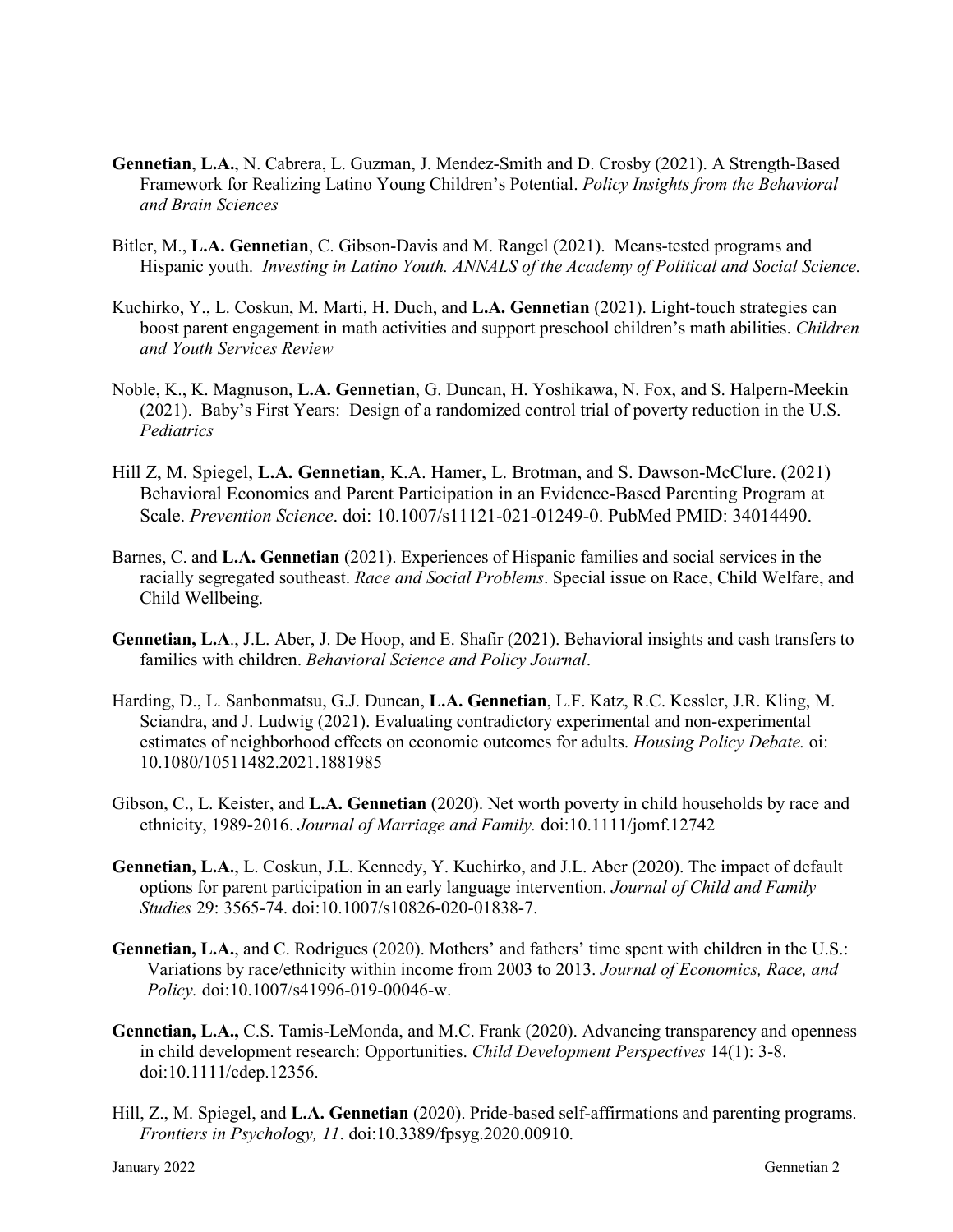**Gennetian**, **L.A.**, N. Cabrera, L. Guzman, J. Mendez-Smith and D. Crosby (2021). A Strength-Based Framework for Realizing Latino Young Children's Potential. *Policy Insights from the Behavioral and Brain Sciences*

Bitler, M., **L.A. Gennetian**, C. Gibson-Davis and M. Rangel (2021). Means-tested programs and Hispanic youth. *Investing in Latino Youth. ANNALS of the Academy of Political and Social Science.*

Kuchirko, Y., L. Coskun, M. Marti, H. Duch, and **L.A. Gennetian** (2021). Light-touch strategies can boost parent engagement in math activities and support preschool children's math abilities. *Children and Youth Services Review*

Noble, K., K. Magnuson, **L.A. Gennetian**, G. Duncan, H. Yoshikawa, N. Fox, and S. Halpern-Meekin (2021). Baby's First Years: Design of a randomized control trial of poverty reduction in the U.S. *Pediatrics*

Hill Z, M. Spiegel, **L.A. Gennetian**, K.A. Hamer, L. Brotman, and S. Dawson-McClure. (2021) Behavioral Economics and Parent Participation in an Evidence-Based Parenting Program at Scale. *Prevention Science*. doi: 10.1007/s11121-021-01249-0. PubMed PMID: 34014490.

Barnes, C. and **L.A. Gennetian** (2021). Experiences of Hispanic families and social services in the racially segregated southeast. *Race and Social Problems*. Special issue on Race, Child Welfare, and Child Wellbeing.

**Gennetian, L.A**., J.L. Aber, J. De Hoop, and E. Shafir (2021). Behavioral insights and cash transfers to families with children. *Behavioral Science and Policy Journal*.

Harding, D., L. Sanbonmatsu, G.J. Duncan, **L.A. Gennetian**, L.F. Katz, R.C. Kessler, J.R. Kling, M. Sciandra, and J. Ludwig (2021). Evaluating contradictory experimental and non-experimental estimates of neighborhood effects on economic outcomes for adults. *Housing Policy Debate.* oi: 10.1080/10511482.2021.1881985

Gibson, C., L. Keister, and **L.A. Gennetian** (2020). Net worth poverty in child households by race and ethnicity, 1989-2016. *Journal of Marriage and Family.* doi:10.1111/jomf.12742

**Gennetian, L.A.**, L. Coskun, J.L. Kennedy, Y. Kuchirko, and J.L. Aber (2020). The impact of default options for parent participation in an early language intervention. *Journal of Child and Family Studies* 29: 3565-74. doi:10.1007/s10826-020-01838-7.

**Gennetian, L.A.**, and C. Rodrigues (2020). Mothers' and fathers' time spent with children in the U.S.: Variations by race/ethnicity within income from 2003 to 2013. *Journal of Economics, Race, and Policy.* doi:10.1007/s41996-019-00046-w.

**Gennetian, L.A.,** C.S. Tamis-LeMonda, and M.C. Frank (2020). Advancing transparency and openness in child development research: Opportunities. *Child Development Perspectives* 14(1): 3-8. doi:10.1111/cdep.12356.

Hill, Z., M. Spiegel, and **L.A. Gennetian** (2020). Pride-based self-affirmations and parenting programs. *Frontiers in Psychology, 11*. doi:10.3389/fpsyg.2020.00910.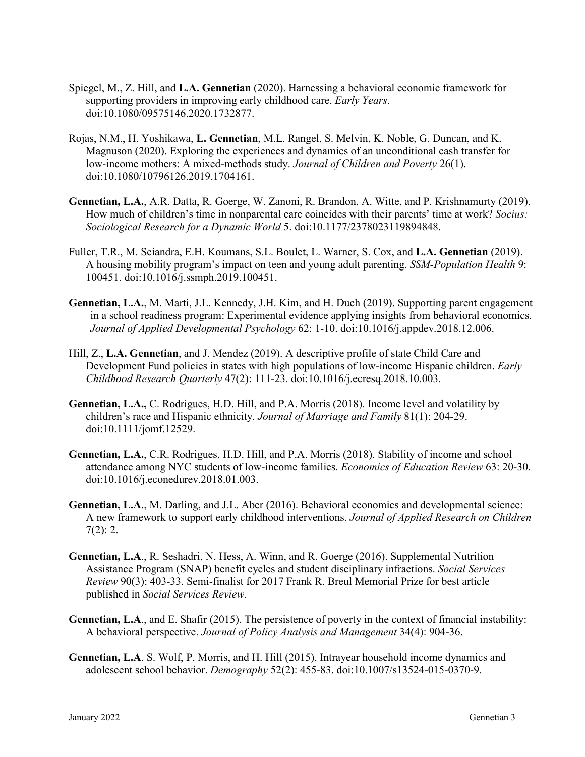Spiegel, M., Z. Hill, and **L.A. Gennetian** (2020). Harnessing a behavioral economic framework for supporting providers in improving early childhood care. *Early Years*. doi:10.1080/09575146.2020.1732877.

Rojas, N.M., H. Yoshikawa, **L. Gennetian**, M.L. Rangel, S. Melvin, K. Noble, G. Duncan, and K. Magnuson (2020). Exploring the experiences and dynamics of an unconditional cash transfer for low-income mothers: A mixed-methods study. *Journal of Children and Poverty* 26(1). doi:10.1080/10796126.2019.1704161.

**Gennetian, L.A.**, A.R. Datta, R. Goerge, W. Zanoni, R. Brandon, A. Witte, and P. Krishnamurty (2019). How much of children's time in nonparental care coincides with their parents' time at work? *Socius: Sociological Research for a Dynamic World* 5. doi:10.1177/2378023119894848.

Fuller, T.R., M. Sciandra, E.H. Koumans, S.L. Boulet, L. Warner, S. Cox, and **L.A. Gennetian** (2019). A housing mobility program's impact on teen and young adult parenting. *SSM-Population Health* 9: 100451. doi:10.1016/j.ssmph.2019.100451.

**Gennetian, L.A.**, M. Marti, J.L. Kennedy, J.H. Kim, and H. Duch (2019). Supporting parent engagement in a school readiness program: Experimental evidence applying insights from behavioral economics. *Journal of Applied Developmental Psychology* 62: 1-10. doi:10.1016/j.appdev.2018.12.006.

Hill, Z., **L.A. Gennetian**, and J. Mendez (2019). A descriptive profile of state Child Care and Development Fund policies in states with high populations of low-income Hispanic children. *Early Childhood Research Quarterly* 47(2): 111-23. doi:10.1016/j.ecresq.2018.10.003.

**Gennetian, L.A.,** C. Rodrigues, H.D. Hill, and P.A. Morris (2018). Income level and volatility by children's race and Hispanic ethnicity. *Journal of Marriage and Family* 81(1): 204-29. doi:10.1111/jomf.12529.

**Gennetian, L.A.**, C.R. Rodrigues, H.D. Hill, and P.A. Morris (2018). Stability of income and school attendance among NYC students of low-income families. *Economics of Education Review* 63: 20-30. doi:10.1016/j.econedurev.2018.01.003.

**Gennetian, L.A**., M. Darling, and J.L. Aber (2016). Behavioral economics and developmental science: A new framework to support early childhood interventions. *Journal of Applied Research on Children* 7(2): 2.

**Gennetian, L.A**., R. Seshadri, N. Hess, A. Winn, and R. Goerge (2016). Supplemental Nutrition Assistance Program (SNAP) benefit cycles and student disciplinary infractions. *Social Services Review* 90(3): 403-33. Semi-finalist for 2017 Frank R. Breul Memorial Prize for best article published in *Social Services Review*.

**Gennetian, L.A**., and E. Shafir (2015). The persistence of poverty in the context of financial instability: A behavioral perspective. *Journal of Policy Analysis and Management* 34(4): 904-36.

**Gennetian, L.A**. S. Wolf, P. Morris, and H. Hill (2015). Intrayear household income dynamics and adolescent school behavior. *Demography* 52(2): 455-83. doi:10.1007/s13524-015-0370-9.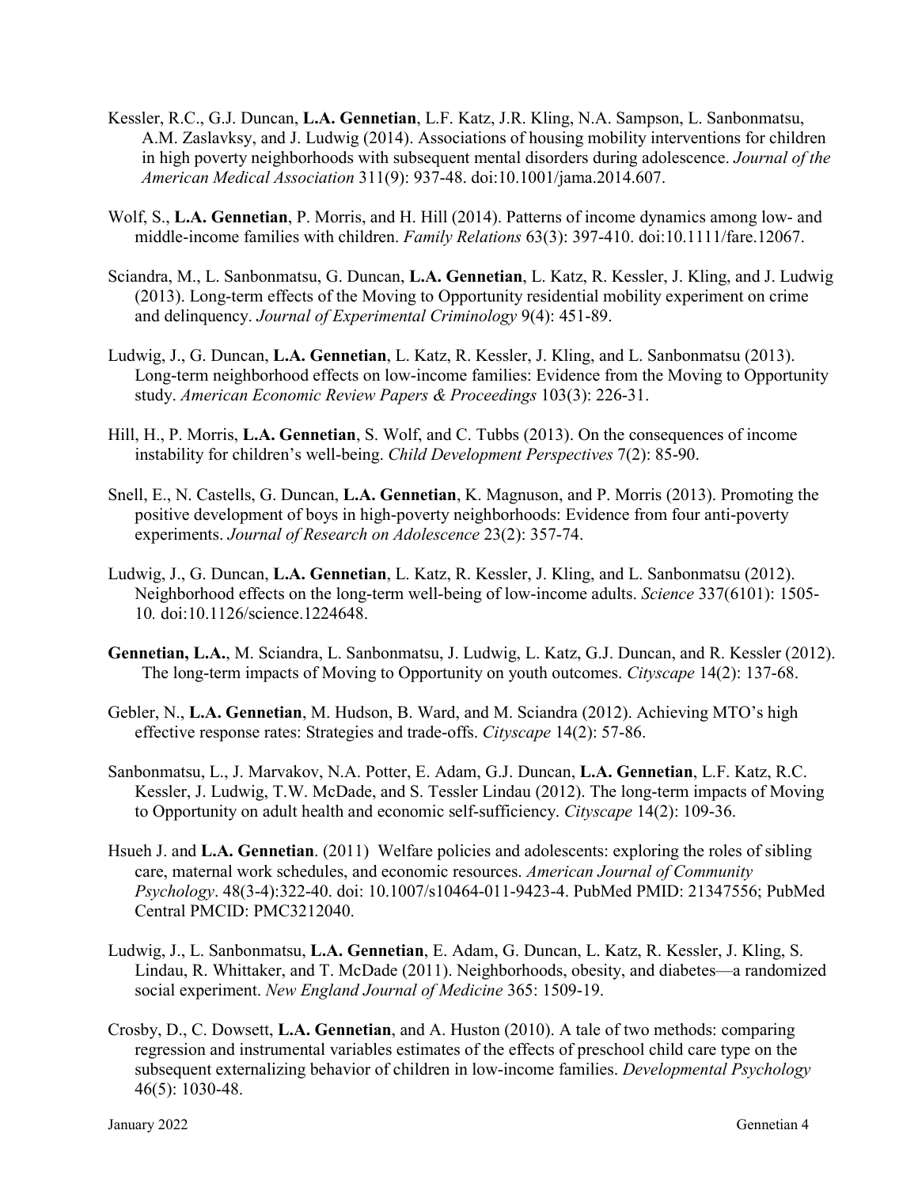Kessler, R.C., G.J. Duncan, **L.A. Gennetian**, L.F. Katz, J.R. Kling, N.A. Sampson, L. Sanbonmatsu, A.M. Zaslavksy, and J. Ludwig (2014). Associations of housing mobility interventions for children in high poverty neighborhoods with subsequent mental disorders during adolescence. *Journal of the American Medical Association* 311(9): 937-48. doi:10.1001/jama.2014.607.

Wolf, S., **L.A. Gennetian**, P. Morris, and H. Hill (2014). Patterns of income dynamics among low- and middle-income families with children. *Family Relations* 63(3): 397-410. doi:10.1111/fare.12067.

Sciandra, M., L. Sanbonmatsu, G. Duncan, **L.A. Gennetian**, L. Katz, R. Kessler, J. Kling, and J. Ludwig (2013). Long-term effects of the Moving to Opportunity residential mobility experiment on crime and delinquency. *Journal of Experimental Criminology* 9(4): 451-89.

Ludwig, J., G. Duncan, **L.A. Gennetian**, L. Katz, R. Kessler, J. Kling, and L. Sanbonmatsu (2013). Long-term neighborhood effects on low-income families: Evidence from the Moving to Opportunity study. *American Economic Review Papers & Proceedings* 103(3): 226-31.

Hill, H., P. Morris, **L.A. Gennetian**, S. Wolf, and C. Tubbs (2013). On the consequences of income instability for children's well-being. *Child Development Perspectives* 7(2): 85-90.

Snell, E., N. Castells, G. Duncan, **L.A. Gennetian**, K. Magnuson, and P. Morris (2013). Promoting the positive development of boys in high-poverty neighborhoods: Evidence from four anti-poverty experiments. *Journal of Research on Adolescence* 23(2): 357-74.

Ludwig, J., G. Duncan, **L.A. Gennetian**, L. Katz, R. Kessler, J. Kling, and L. Sanbonmatsu (2012). Neighborhood effects on the long-term well-being of low-income adults. *Science* 337(6101): 1505-10. doi:10.1126/science.1224648.

**Gennetian, L.A.**, M. Sciandra, L. Sanbonmatsu, J. Ludwig, L. Katz, G.J. Duncan, and R. Kessler (2012). The long-term impacts of Moving to Opportunity on youth outcomes. *Cityscape* 14(2): 137-68.

Gebler, N., **L.A. Gennetian**, M. Hudson, B. Ward, and M. Sciandra (2012). Achieving MTO's high effective response rates: Strategies and trade-offs. *Cityscape* 14(2): 57-86.

Sanbonmatsu, L., J. Marvakov, N.A. Potter, E. Adam, G.J. Duncan, **L.A. Gennetian**, L.F. Katz, R.C. Kessler, J. Ludwig, T.W. McDade, and S. Tessler Lindau (2012). The long-term impacts of Moving to Opportunity on adult health and economic self-sufficiency. *Cityscape* 14(2): 109-36.

Hsueh J. and **L.A. Gennetian**. (2011) Welfare policies and adolescents: exploring the roles of sibling care, maternal work schedules, and economic resources. *American Journal of Community Psychology*. 48(3-4):322-40. doi: 10.1007/s10464-011-9423-4. PubMed PMID: 21347556; PubMed Central PMCID: PMC3212040.

Ludwig, J., L. Sanbonmatsu, **L.A. Gennetian**, E. Adam, G. Duncan, L. Katz, R. Kessler, J. Kling, S. Lindau, R. Whittaker, and T. McDade (2011). Neighborhoods, obesity, and diabetes—a randomized social experiment. *New England Journal of Medicine* 365: 1509-19.

Crosby, D., C. Dowsett, **L.A. Gennetian**, and A. Huston (2010). A tale of two methods: comparing regression and instrumental variables estimates of the effects of preschool child care type on the subsequent externalizing behavior of children in low-income families. *Developmental Psychology* 46(5): 1030-48.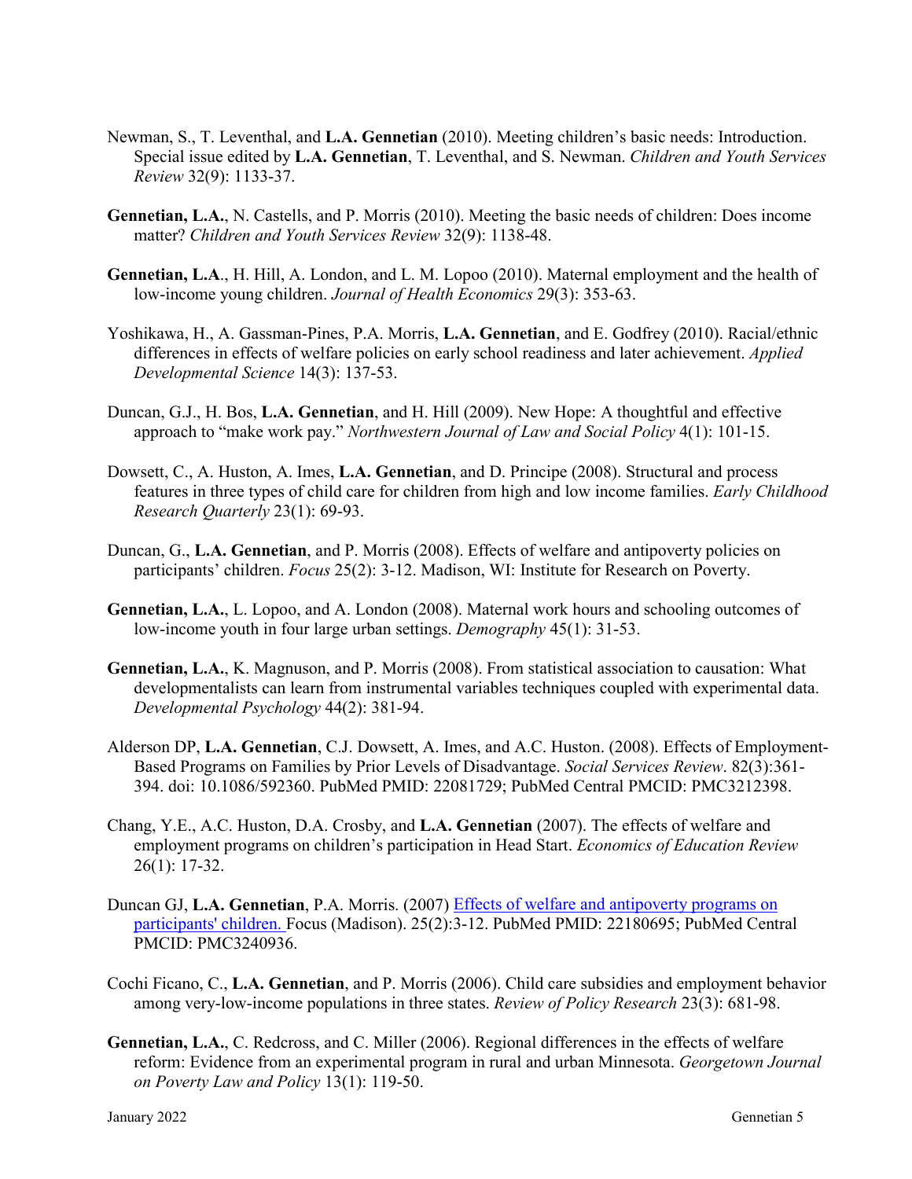Newman, S., T. Leventhal, and **L.A. Gennetian** (2010). Meeting children's basic needs: Introduction. Special issue edited by **L.A. Gennetian**, T. Leventhal, and S. Newman. *Children and Youth Services Review* 32(9): 1133-37.

**Gennetian, L.A.**, N. Castells, and P. Morris (2010). Meeting the basic needs of children: Does income matter? *Children and Youth Services Review* 32(9): 1138-48.

**Gennetian, L.A**., H. Hill, A. London, and L. M. Lopoo (2010). Maternal employment and the health of low-income young children. *Journal of Health Economics* 29(3): 353-63.

Yoshikawa, H., A. Gassman-Pines, P.A. Morris, **L.A. Gennetian**, and E. Godfrey (2010). Racial/ethnic differences in effects of welfare policies on early school readiness and later achievement. *Applied Developmental Science* 14(3): 137-53.

Duncan, G.J., H. Bos, **L.A. Gennetian**, and H. Hill (2009). New Hope: A thoughtful and effective approach to "make work pay." *Northwestern Journal of Law and Social Policy* 4(1): 101-15.

Dowsett, C., A. Huston, A. Imes, **L.A. Gennetian**, and D. Principe (2008). Structural and process features in three types of child care for children from high and low income families. *Early Childhood Research Quarterly* 23(1): 69-93.

Duncan, G., **L.A. Gennetian**, and P. Morris (2008). Effects of welfare and antipoverty policies on participants' children. *Focus* 25(2): 3-12. Madison, WI: Institute for Research on Poverty.

**Gennetian, L.A.**, L. Lopoo, and A. London (2008). Maternal work hours and schooling outcomes of low-income youth in four large urban settings. *Demography* 45(1): 31-53.

**Gennetian, L.A.**, K. Magnuson, and P. Morris (2008). From statistical association to causation: What developmentalists can learn from instrumental variables techniques coupled with experimental data. *Developmental Psychology* 44(2): 381-94.

Alderson DP, **L.A. Gennetian**, C.J. Dowsett, A. Imes, and A.C. Huston. (2008). Effects of Employment-Based Programs on Families by Prior Levels of Disadvantage. *Social Services Review*. 82(3):361-394. doi: 10.1086/592360. PubMed PMID: 22081729; PubMed Central PMCID: PMC3212398.

Chang, Y.E., A.C. Huston, D.A. Crosby, and **L.A. Gennetian** (2007). The effects of welfare and employment programs on children's participation in Head Start. *Economics of Education Review* 26(1): 17-32.

Duncan GJ, **L.A. Gennetian**, P.A. Morris. (2007) Effects of welfare and antipoverty programs on participants' children. Focus (Madison). 25(2):3-12. PubMed PMID: 22180695; PubMed Central PMCID: PMC3240936.

Cochi Ficano, C., **L.A. Gennetian**, and P. Morris (2006). Child care subsidies and employment behavior among very-low-income populations in three states. *Review of Policy Research* 23(3): 681-98.

**Gennetian, L.A.**, C. Redcross, and C. Miller (2006). Regional differences in the effects of welfare reform: Evidence from an experimental program in rural and urban Minnesota. *Georgetown Journal on Poverty Law and Policy* 13(1): 119-50.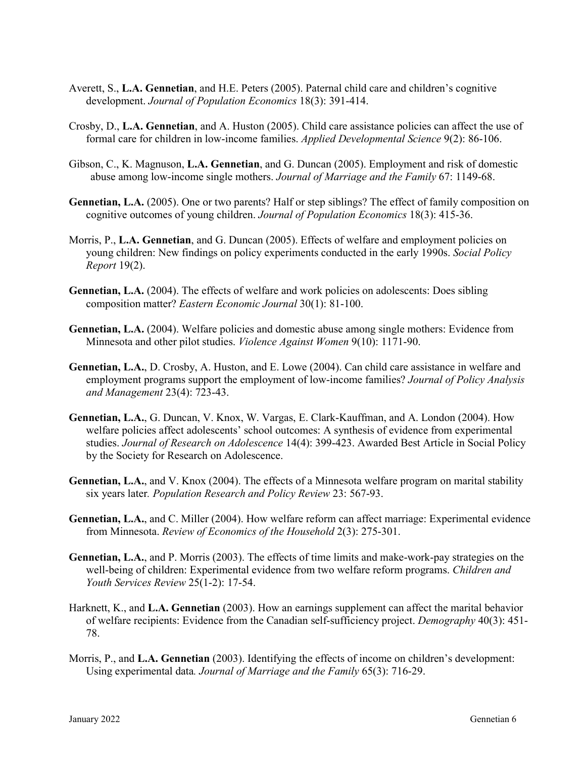Averett, S., **L.A. Gennetian**, and H.E. Peters (2005). Paternal child care and children's cognitive development. *Journal of Population Economics* 18(3): 391-414.

Crosby, D., **L.A. Gennetian**, and A. Huston (2005). Child care assistance policies can affect the use of formal care for children in low-income families. *Applied Developmental Science* 9(2): 86-106.

Gibson, C., K. Magnuson, **L.A. Gennetian**, and G. Duncan (2005). Employment and risk of domestic abuse among low-income single mothers. *Journal of Marriage and the Family* 67: 1149-68.

**Gennetian, L.A.** (2005). One or two parents? Half or step siblings? The effect of family composition on cognitive outcomes of young children. *Journal of Population Economics* 18(3): 415-36.

Morris, P., **L.A. Gennetian**, and G. Duncan (2005). Effects of welfare and employment policies on young children: New findings on policy experiments conducted in the early 1990s. *Social Policy Report* 19(2).

**Gennetian, L.A.** (2004). The effects of welfare and work policies on adolescents: Does sibling composition matter? *Eastern Economic Journal* 30(1): 81-100.

**Gennetian, L.A.** (2004). Welfare policies and domestic abuse among single mothers: Evidence from Minnesota and other pilot studies. *Violence Against Women* 9(10): 1171-90.

**Gennetian, L.A.**, D. Crosby, A. Huston, and E. Lowe (2004). Can child care assistance in welfare and employment programs support the employment of low-income families? *Journal of Policy Analysis and Management* 23(4): 723-43.

**Gennetian, L.A.**, G. Duncan, V. Knox, W. Vargas, E. Clark-Kauffman, and A. London (2004). How welfare policies affect adolescents' school outcomes: A synthesis of evidence from experimental studies. *Journal of Research on Adolescence* 14(4): 399-423. Awarded Best Article in Social Policy by the Society for Research on Adolescence.

**Gennetian, L.A.**, and V. Knox (2004). The effects of a Minnesota welfare program on marital stability six years later. *Population Research and Policy Review* 23: 567-93.

**Gennetian, L.A.**, and C. Miller (2004). How welfare reform can affect marriage: Experimental evidence from Minnesota. *Review of Economics of the Household* 2(3): 275-301.

**Gennetian, L.A.**, and P. Morris (2003). The effects of time limits and make-work-pay strategies on the well-being of children: Experimental evidence from two welfare reform programs. *Children and Youth Services Review* 25(1-2): 17-54.

Harknett, K., and **L.A. Gennetian** (2003). How an earnings supplement can affect the marital behavior of welfare recipients: Evidence from the Canadian self-sufficiency project. *Demography* 40(3): 451-78.

Morris, P., and **L.A. Gennetian** (2003). Identifying the effects of income on children's development: Using experimental data. *Journal of Marriage and the Family* 65(3): 716-29.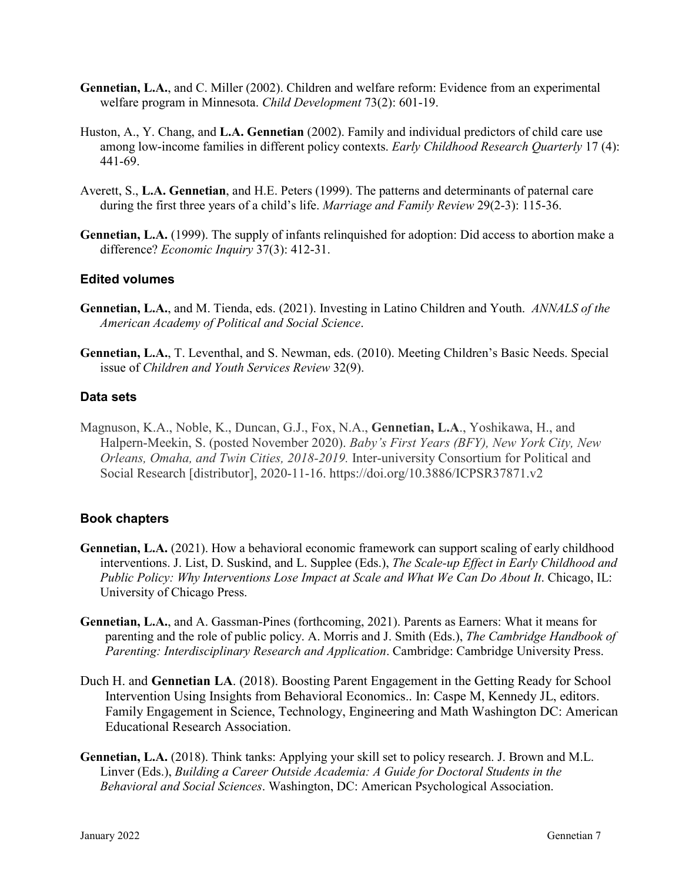**Gennetian, L.A.**, and C. Miller (2002). Children and welfare reform: Evidence from an experimental welfare program in Minnesota. *Child Development* 73(2): 601-19.

Huston, A., Y. Chang, and **L.A. Gennetian** (2002). Family and individual predictors of child care use among low-income families in different policy contexts. *Early Childhood Research Quarterly* 17 (4): 441-69.

Averett, S., **L.A. Gennetian**, and H.E. Peters (1999). The patterns and determinants of paternal care during the first three years of a child's life. *Marriage and Family Review* 29(2-3): 115-36.

**Gennetian, L.A.** (1999). The supply of infants relinquished for adoption: Did access to abortion make a difference? *Economic Inquiry* 37(3): 412-31.

### Edited volumes

**Gennetian, L.A.**, and M. Tienda, eds. (2021). Investing in Latino Children and Youth. *ANNALS of the American Academy of Political and Social Science*.

**Gennetian, L.A.**, T. Leventhal, and S. Newman, eds. (2010). Meeting Children's Basic Needs. Special issue of *Children and Youth Services Review* 32(9).

### Data sets

Magnuson, K.A., Noble, K., Duncan, G.J., Fox, N.A., **Gennetian, L.A**., Yoshikawa, H., and Halpern-Meekin, S. (posted November 2020). *Baby's First Years (BFY), New York City, New Orleans, Omaha, and Twin Cities, 2018-2019.* Inter-university Consortium for Political and Social Research [distributor], 2020-11-16. https://doi.org/10.3886/ICPSR37871.v2

### Book chapters

**Gennetian, L.A.** (2021). How a behavioral economic framework can support scaling of early childhood interventions. J. List, D. Suskind, and L. Supplee (Eds.), *The Scale-up Effect in Early Childhood and Public Policy: Why Interventions Lose Impact at Scale and What We Can Do About It*. Chicago, IL: University of Chicago Press.

**Gennetian, L.A.**, and A. Gassman-Pines (forthcoming, 2021). Parents as Earners: What it means for parenting and the role of public policy. A. Morris and J. Smith (Eds.), *The Cambridge Handbook of Parenting: Interdisciplinary Research and Application*. Cambridge: Cambridge University Press.

Duch H. and **Gennetian LA**. (2018). Boosting Parent Engagement in the Getting Ready for School Intervention Using Insights from Behavioral Economics.. In: Caspe M, Kennedy JL, editors. Family Engagement in Science, Technology, Engineering and Math Washington DC: American Educational Research Association.

**Gennetian, L.A.** (2018). Think tanks: Applying your skill set to policy research. J. Brown and M.L. Linver (Eds.), *Building a Career Outside Academia: A Guide for Doctoral Students in the Behavioral and Social Sciences*. Washington, DC: American Psychological Association.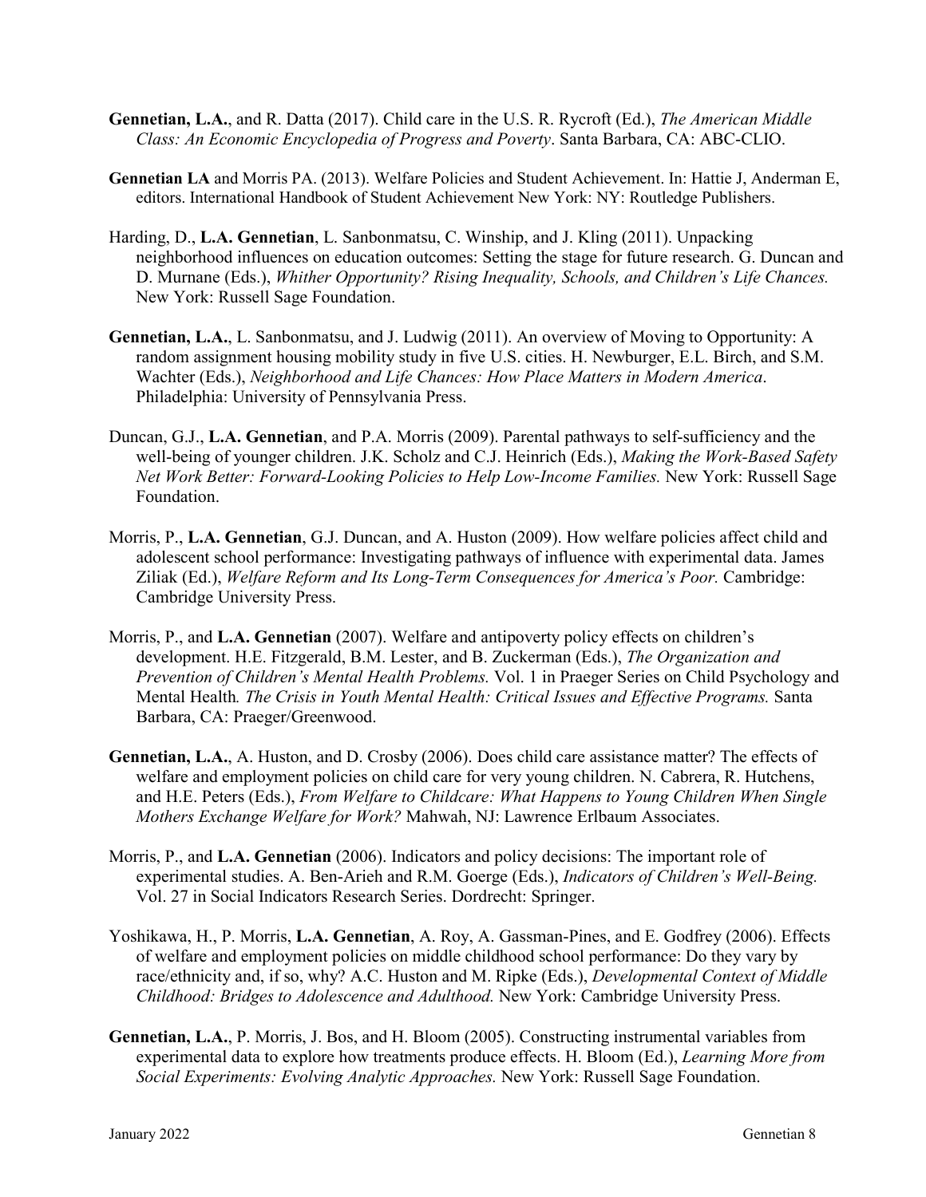**Gennetian, L.A.**, and R. Datta (2017). Child care in the U.S. R. Rycroft (Ed.), *The American Middle Class: An Economic Encyclopedia of Progress and Poverty*. Santa Barbara, CA: ABC-CLIO.

**Gennetian LA** and Morris PA. (2013). Welfare Policies and Student Achievement. In: Hattie J, Anderman E, editors. International Handbook of Student Achievement New York: NY: Routledge Publishers.

Harding, D., **L.A. Gennetian**, L. Sanbonmatsu, C. Winship, and J. Kling (2011). Unpacking neighborhood influences on education outcomes: Setting the stage for future research. G. Duncan and D. Murnane (Eds.), *Whither Opportunity? Rising Inequality, Schools, and Children's Life Chances.* New York: Russell Sage Foundation.

**Gennetian, L.A.**, L. Sanbonmatsu, and J. Ludwig (2011). An overview of Moving to Opportunity: A random assignment housing mobility study in five U.S. cities. H. Newburger, E.L. Birch, and S.M. Wachter (Eds.), *Neighborhood and Life Chances: How Place Matters in Modern America*. Philadelphia: University of Pennsylvania Press.

Duncan, G.J., **L.A. Gennetian**, and P.A. Morris (2009). Parental pathways to self-sufficiency and the well-being of younger children. J.K. Scholz and C.J. Heinrich (Eds.), *Making the Work-Based Safety Net Work Better: Forward-Looking Policies to Help Low-Income Families.* New York: Russell Sage Foundation.

Morris, P., **L.A. Gennetian**, G.J. Duncan, and A. Huston (2009). How welfare policies affect child and adolescent school performance: Investigating pathways of influence with experimental data. James Ziliak (Ed.), *Welfare Reform and Its Long-Term Consequences for America's Poor.* Cambridge: Cambridge University Press.

Morris, P., and **L.A. Gennetian** (2007). Welfare and antipoverty policy effects on children's development. H.E. Fitzgerald, B.M. Lester, and B. Zuckerman (Eds.), *The Organization and Prevention of Children's Mental Health Problems.* Vol. 1 in Praeger Series on Child Psychology and Mental Health*. The Crisis in Youth Mental Health: Critical Issues and Effective Programs.* Santa Barbara, CA: Praeger/Greenwood.

**Gennetian, L.A.**, A. Huston, and D. Crosby (2006). Does child care assistance matter? The effects of welfare and employment policies on child care for very young children. N. Cabrera, R. Hutchens, and H.E. Peters (Eds.), *From Welfare to Childcare: What Happens to Young Children When Single Mothers Exchange Welfare for Work?* Mahwah, NJ: Lawrence Erlbaum Associates.

Morris, P., and **L.A. Gennetian** (2006). Indicators and policy decisions: The important role of experimental studies. A. Ben-Arieh and R.M. Goerge (Eds.), *Indicators of Children's Well-Being.* Vol. 27 in Social Indicators Research Series. Dordrecht: Springer.

Yoshikawa, H., P. Morris, **L.A. Gennetian**, A. Roy, A. Gassman-Pines, and E. Godfrey (2006). Effects of welfare and employment policies on middle childhood school performance: Do they vary by race/ethnicity and, if so, why? A.C. Huston and M. Ripke (Eds.), *Developmental Context of Middle Childhood: Bridges to Adolescence and Adulthood.* New York: Cambridge University Press.

**Gennetian, L.A.**, P. Morris, J. Bos, and H. Bloom (2005). Constructing instrumental variables from experimental data to explore how treatments produce effects. H. Bloom (Ed.), *Learning More from Social Experiments: Evolving Analytic Approaches.* New York: Russell Sage Foundation.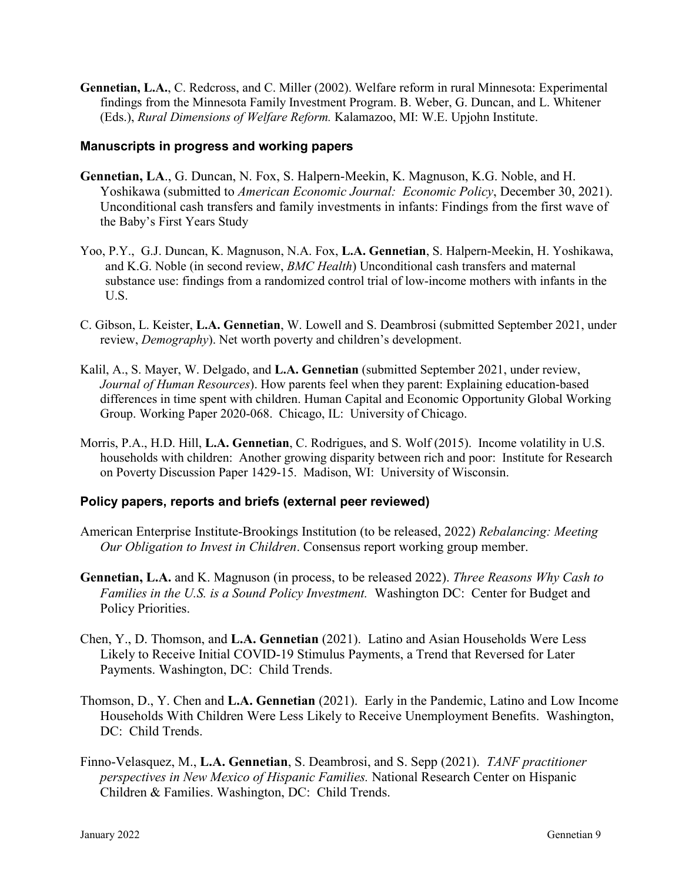**Gennetian, L.A.**, C. Redcross, and C. Miller (2002). Welfare reform in rural Minnesota: Experimental findings from the Minnesota Family Investment Program. B. Weber, G. Duncan, and L. Whitener (Eds.), *Rural Dimensions of Welfare Reform.* Kalamazoo, MI: W.E. Upjohn Institute.

### Manuscripts in progress and working papers

**Gennetian, LA**., G. Duncan, N. Fox, S. Halpern-Meekin, K. Magnuson, K.G. Noble, and H. Yoshikawa (submitted to *American Economic Journal: Economic Policy*, December 30, 2021). Unconditional cash transfers and family investments in infants: Findings from the first wave of the Baby's First Years Study

Yoo, P.Y., G.J. Duncan, K. Magnuson, N.A. Fox, **L.A. Gennetian**, S. Halpern-Meekin, H. Yoshikawa, and K.G. Noble (in second review, *BMC Health*) Unconditional cash transfers and maternal substance use: findings from a randomized control trial of low-income mothers with infants in the U.S.

C. Gibson, L. Keister, **L.A. Gennetian**, W. Lowell and S. Deambrosi (submitted September 2021, under review, *Demography*). Net worth poverty and children's development.

Kalil, A., S. Mayer, W. Delgado, and **L.A. Gennetian** (submitted September 2021, under review, *Journal of Human Resources*). How parents feel when they parent: Explaining education-based differences in time spent with children. Human Capital and Economic Opportunity Global Working Group. Working Paper 2020-068. Chicago, IL: University of Chicago.

Morris, P.A., H.D. Hill, **L.A. Gennetian**, C. Rodrigues, and S. Wolf (2015). Income volatility in U.S. households with children: Another growing disparity between rich and poor: Institute for Research on Poverty Discussion Paper 1429-15. Madison, WI: University of Wisconsin.

### Policy papers, reports and briefs (external peer reviewed)

American Enterprise Institute-Brookings Institution (to be released, 2022) *Rebalancing: Meeting Our Obligation to Invest in Children*. Consensus report working group member.

**Gennetian, L.A.** and K. Magnuson (in process, to be released 2022). *Three Reasons Why Cash to Families in the U.S. is a Sound Policy Investment.* Washington DC: Center for Budget and Policy Priorities.

Chen, Y., D. Thomson, and **L.A. Gennetian** (2021). Latino and Asian Households Were Less Likely to Receive Initial COVID-19 Stimulus Payments, a Trend that Reversed for Later Payments. Washington, DC: Child Trends.

Thomson, D., Y. Chen and **L.A. Gennetian** (2021). Early in the Pandemic, Latino and Low Income Households With Children Were Less Likely to Receive Unemployment Benefits. Washington, DC: Child Trends.

Finno-Velasquez, M., **L.A. Gennetian**, S. Deambrosi, and S. Sepp (2021). *TANF practitioner perspectives in New Mexico of Hispanic Families.* National Research Center on Hispanic Children & Families. Washington, DC: Child Trends.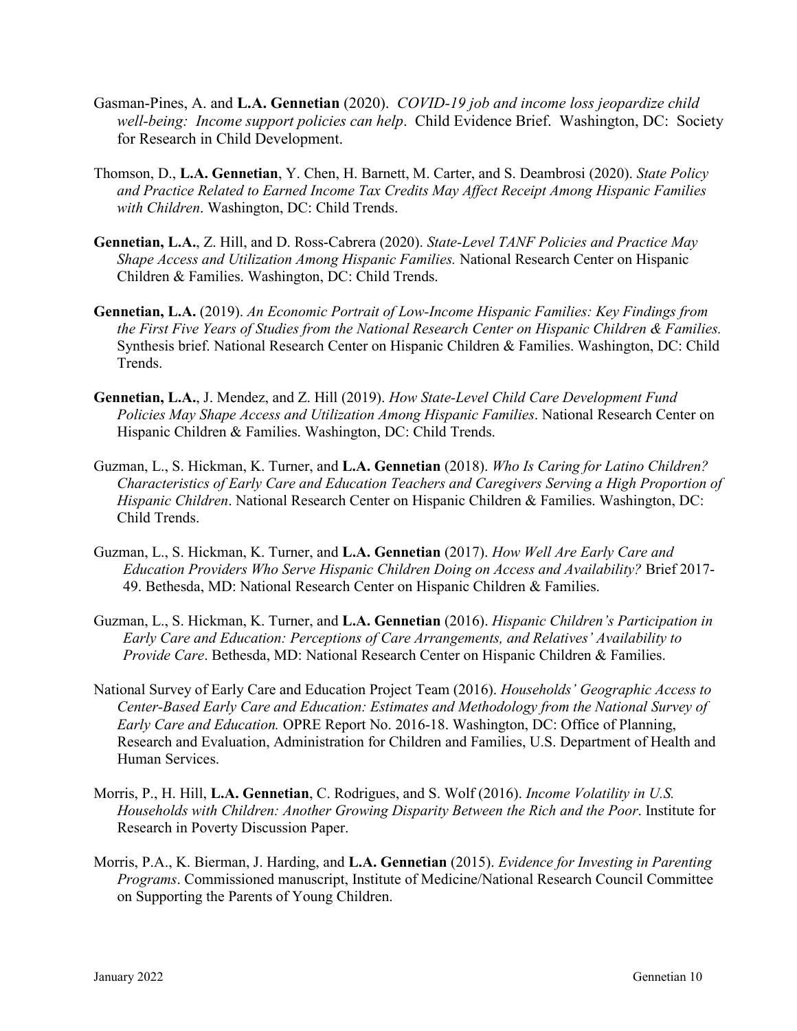Gasman-Pines, A. and **L.A. Gennetian** (2020). *COVID-19 job and income loss jeopardize child well-being: Income support policies can help*. Child Evidence Brief. Washington, DC: Society for Research in Child Development.

Thomson, D., **L.A. Gennetian**, Y. Chen, H. Barnett, M. Carter, and S. Deambrosi (2020). *State Policy and Practice Related to Earned Income Tax Credits May Affect Receipt Among Hispanic Families with Children*. Washington, DC: Child Trends.

**Gennetian, L.A.**, Z. Hill, and D. Ross-Cabrera (2020). *State-Level TANF Policies and Practice May Shape Access and Utilization Among Hispanic Families.* National Research Center on Hispanic Children & Families. Washington, DC: Child Trends.

**Gennetian, L.A.** (2019). *An Economic Portrait of Low-Income Hispanic Families: Key Findings from the First Five Years of Studies from the National Research Center on Hispanic Children & Families.* Synthesis brief. National Research Center on Hispanic Children & Families. Washington, DC: Child Trends.

**Gennetian, L.A.**, J. Mendez, and Z. Hill (2019). *How State-Level Child Care Development Fund Policies May Shape Access and Utilization Among Hispanic Families*. National Research Center on Hispanic Children & Families. Washington, DC: Child Trends.

Guzman, L., S. Hickman, K. Turner, and **L.A. Gennetian** (2018). *Who Is Caring for Latino Children? Characteristics of Early Care and Education Teachers and Caregivers Serving a High Proportion of Hispanic Children*. National Research Center on Hispanic Children & Families. Washington, DC: Child Trends.

Guzman, L., S. Hickman, K. Turner, and **L.A. Gennetian** (2017). *How Well Are Early Care and Education Providers Who Serve Hispanic Children Doing on Access and Availability?* Brief 2017-49. Bethesda, MD: National Research Center on Hispanic Children & Families.

Guzman, L., S. Hickman, K. Turner, and **L.A. Gennetian** (2016). *Hispanic Children's Participation in Early Care and Education: Perceptions of Care Arrangements, and Relatives' Availability to Provide Care*. Bethesda, MD: National Research Center on Hispanic Children & Families.

National Survey of Early Care and Education Project Team (2016). *Households' Geographic Access to Center-Based Early Care and Education: Estimates and Methodology from the National Survey of Early Care and Education.* OPRE Report No. 2016-18. Washington, DC: Office of Planning, Research and Evaluation, Administration for Children and Families, U.S. Department of Health and Human Services.

Morris, P., H. Hill, **L.A. Gennetian**, C. Rodrigues, and S. Wolf (2016). *Income Volatility in U.S. Households with Children: Another Growing Disparity Between the Rich and the Poor*. Institute for Research in Poverty Discussion Paper.

Morris, P.A., K. Bierman, J. Harding, and **L.A. Gennetian** (2015). *Evidence for Investing in Parenting Programs*. Commissioned manuscript, Institute of Medicine/National Research Council Committee on Supporting the Parents of Young Children.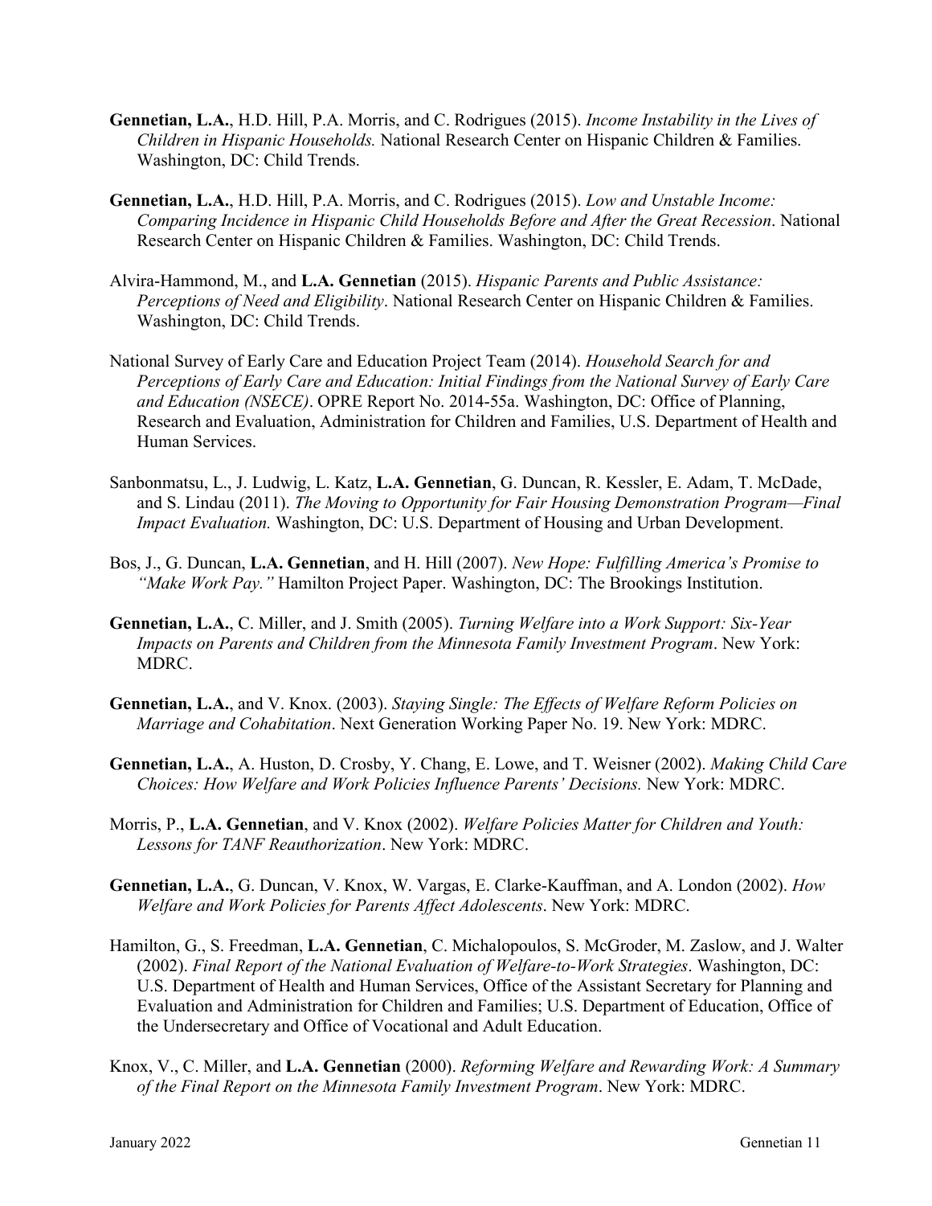**Gennetian, L.A.**, H.D. Hill, P.A. Morris, and C. Rodrigues (2015). *Income Instability in the Lives of Children in Hispanic Households.* National Research Center on Hispanic Children & Families. Washington, DC: Child Trends.

**Gennetian, L.A.**, H.D. Hill, P.A. Morris, and C. Rodrigues (2015). *Low and Unstable Income: Comparing Incidence in Hispanic Child Households Before and After the Great Recession*. National Research Center on Hispanic Children & Families. Washington, DC: Child Trends.

Alvira-Hammond, M., and **L.A. Gennetian** (2015). *Hispanic Parents and Public Assistance: Perceptions of Need and Eligibility*. National Research Center on Hispanic Children & Families. Washington, DC: Child Trends.

National Survey of Early Care and Education Project Team (2014). *Household Search for and Perceptions of Early Care and Education: Initial Findings from the National Survey of Early Care and Education (NSECE)*. OPRE Report No. 2014-55a. Washington, DC: Office of Planning, Research and Evaluation, Administration for Children and Families, U.S. Department of Health and Human Services.

Sanbonmatsu, L., J. Ludwig, L. Katz, **L.A. Gennetian**, G. Duncan, R. Kessler, E. Adam, T. McDade, and S. Lindau (2011). *The Moving to Opportunity for Fair Housing Demonstration Program—Final Impact Evaluation.* Washington, DC: U.S. Department of Housing and Urban Development.

Bos, J., G. Duncan, **L.A. Gennetian**, and H. Hill (2007). *New Hope: Fulfilling America's Promise to "Make Work Pay."* Hamilton Project Paper. Washington, DC: The Brookings Institution.

**Gennetian, L.A.**, C. Miller, and J. Smith (2005). *Turning Welfare into a Work Support: Six-Year Impacts on Parents and Children from the Minnesota Family Investment Program*. New York: MDRC.

**Gennetian, L.A.**, and V. Knox. (2003). *Staying Single: The Effects of Welfare Reform Policies on Marriage and Cohabitation*. Next Generation Working Paper No. 19. New York: MDRC.

**Gennetian, L.A.**, A. Huston, D. Crosby, Y. Chang, E. Lowe, and T. Weisner (2002). *Making Child Care Choices: How Welfare and Work Policies Influence Parents' Decisions.* New York: MDRC.

Morris, P., **L.A. Gennetian**, and V. Knox (2002). *Welfare Policies Matter for Children and Youth: Lessons for TANF Reauthorization*. New York: MDRC.

**Gennetian, L.A.**, G. Duncan, V. Knox, W. Vargas, E. Clarke-Kauffman, and A. London (2002). *How Welfare and Work Policies for Parents Affect Adolescents*. New York: MDRC.

Hamilton, G., S. Freedman, **L.A. Gennetian**, C. Michalopoulos, S. McGroder, M. Zaslow, and J. Walter (2002). *Final Report of the National Evaluation of Welfare-to-Work Strategies*. Washington, DC: U.S. Department of Health and Human Services, Office of the Assistant Secretary for Planning and Evaluation and Administration for Children and Families; U.S. Department of Education, Office of the Undersecretary and Office of Vocational and Adult Education.

Knox, V., C. Miller, and **L.A. Gennetian** (2000). *Reforming Welfare and Rewarding Work: A Summary of the Final Report on the Minnesota Family Investment Program*. New York: MDRC.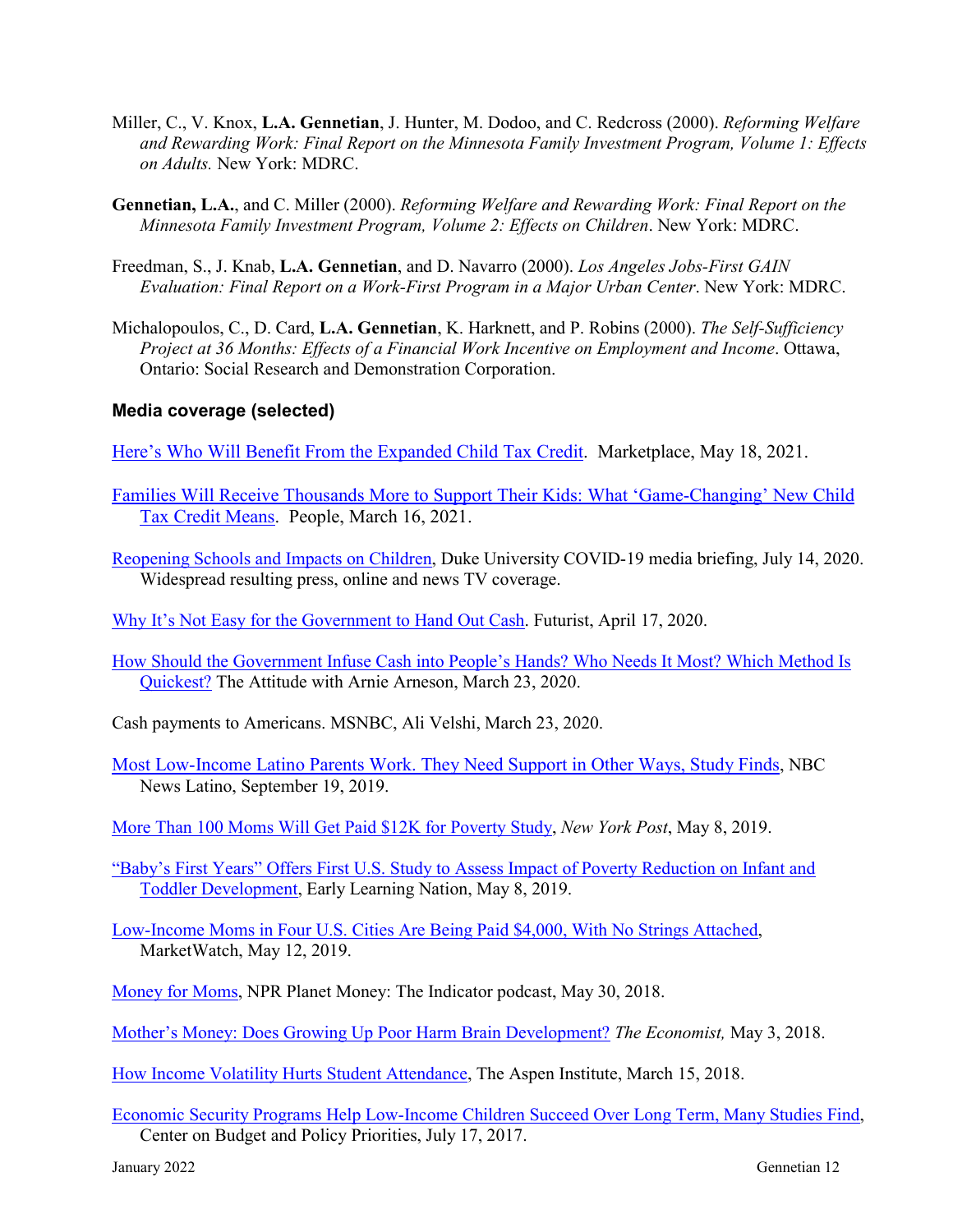Miller, C., V. Knox, **L.A. Gennetian**, J. Hunter, M. Dodoo, and C. Redcross (2000). *Reforming Welfare and Rewarding Work: Final Report on the Minnesota Family Investment Program, Volume 1: Effects on Adults.* New York: MDRC.

**Gennetian, L.A.**, and C. Miller (2000). *Reforming Welfare and Rewarding Work: Final Report on the Minnesota Family Investment Program, Volume 2: Effects on Children*. New York: MDRC.

Freedman, S., J. Knab, **L.A. Gennetian**, and D. Navarro (2000). *Los Angeles Jobs-First GAIN Evaluation: Final Report on a Work-First Program in a Major Urban Center*. New York: MDRC.

Michalopoulos, C., D. Card, **L.A. Gennetian**, K. Harknett, and P. Robins (2000). *The Self-Sufficiency Project at 36 Months: Effects of a Financial Work Incentive on Employment and Income*. Ottawa, Ontario: Social Research and Demonstration Corporation.

### Media coverage (selected)

Here's Who Will Benefit From the Expanded Child Tax Credit. Marketplace, May 18, 2021.

Families Will Receive Thousands More to Support Their Kids: What 'Game-Changing' New Child Tax Credit Means. People, March 16, 2021.

Reopening Schools and Impacts on Children, Duke University COVID-19 media briefing, July 14, 2020. Widespread resulting press, online and news TV coverage.

Why It's Not Easy for the Government to Hand Out Cash. Futurist, April 17, 2020.

How Should the Government Infuse Cash into People's Hands? Who Needs It Most? Which Method Is Quickest? The Attitude with Arnie Arneson, March 23, 2020.

Cash payments to Americans. MSNBC, Ali Velshi, March 23, 2020.

Most Low-Income Latino Parents Work. They Need Support in Other Ways, Study Finds, NBC News Latino, September 19, 2019.

More Than 100 Moms Will Get Paid $12K for Poverty Study, *New York Post*, May 8, 2019.

"Baby's First Years" Offers First U.S. Study to Assess Impact of Poverty Reduction on Infant and Toddler Development, Early Learning Nation, May 8, 2019.

Low-Income Moms in Four U.S. Cities Are Being Paid $4,000, With No Strings Attached, MarketWatch, May 12, 2019.

Money for Moms, NPR Planet Money: The Indicator podcast, May 30, 2018.

Mother's Money: Does Growing Up Poor Harm Brain Development? *The Economist,* May 3, 2018.

How Income Volatility Hurts Student Attendance, The Aspen Institute, March 15, 2018.

Economic Security Programs Help Low-Income Children Succeed Over Long Term, Many Studies Find, Center on Budget and Policy Priorities, July 17, 2017.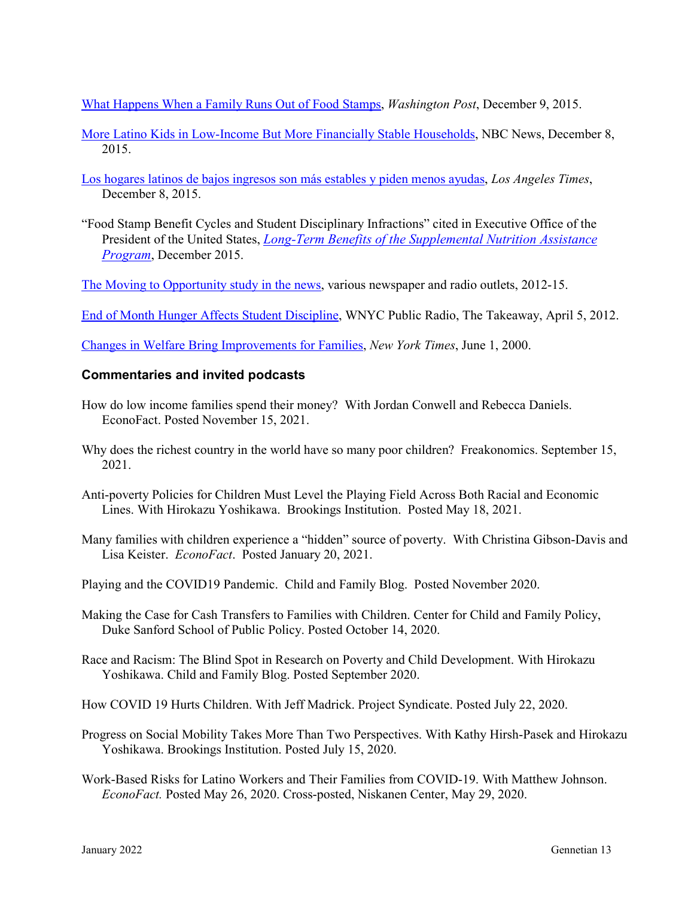What Happens When a Family Runs Out of Food Stamps, *Washington Post*, December 9, 2015.

More Latino Kids in Low-Income But More Financially Stable Households, NBC News, December 8, 2015.

Los hogares latinos de bajos ingresos son más estables y piden menos ayudas, *Los Angeles Times*, December 8, 2015.

"Food Stamp Benefit Cycles and Student Disciplinary Infractions" cited in Executive Office of the President of the United States, *Long-Term Benefits of the Supplemental Nutrition Assistance Program*, December 2015.

The Moving to Opportunity study in the news, various newspaper and radio outlets, 2012-15.

End of Month Hunger Affects Student Discipline, WNYC Public Radio, The Takeaway, April 5, 2012.

Changes in Welfare Bring Improvements for Families, *New York Times*, June 1, 2000.

### Commentaries and invited podcasts

How do low income families spend their money? With Jordan Conwell and Rebecca Daniels. EconoFact. Posted November 15, 2021.

Why does the richest country in the world have so many poor children? Freakonomics. September 15, 2021.

Anti-poverty Policies for Children Must Level the Playing Field Across Both Racial and Economic Lines. With Hirokazu Yoshikawa. Brookings Institution. Posted May 18, 2021.

Many families with children experience a "hidden" source of poverty. With Christina Gibson-Davis and Lisa Keister. *EconoFact*. Posted January 20, 2021.

Playing and the COVID19 Pandemic. Child and Family Blog. Posted November 2020.

Making the Case for Cash Transfers to Families with Children. Center for Child and Family Policy, Duke Sanford School of Public Policy. Posted October 14, 2020.

Race and Racism: The Blind Spot in Research on Poverty and Child Development. With Hirokazu Yoshikawa. Child and Family Blog. Posted September 2020.

How COVID 19 Hurts Children. With Jeff Madrick. Project Syndicate. Posted July 22, 2020.

Progress on Social Mobility Takes More Than Two Perspectives. With Kathy Hirsh-Pasek and Hirokazu Yoshikawa. Brookings Institution. Posted July 15, 2020.

Work-Based Risks for Latino Workers and Their Families from COVID-19. With Matthew Johnson. *EconoFact.* Posted May 26, 2020. Cross-posted, Niskanen Center, May 29, 2020.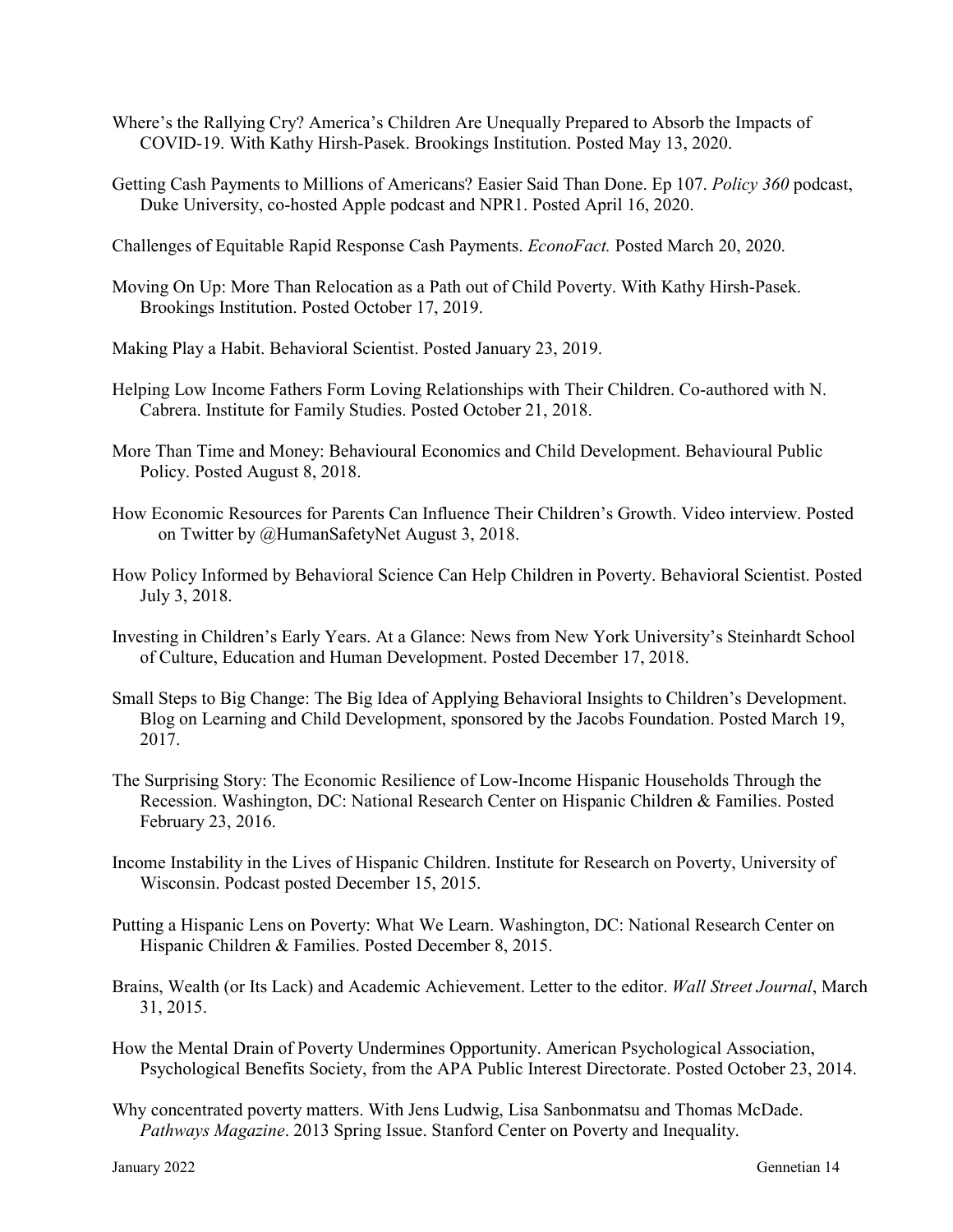Where's the Rallying Cry? America's Children Are Unequally Prepared to Absorb the Impacts of COVID-19. With Kathy Hirsh-Pasek. Brookings Institution. Posted May 13, 2020.

Getting Cash Payments to Millions of Americans? Easier Said Than Done. Ep 107. *Policy 360* podcast, Duke University, co-hosted Apple podcast and NPR1. Posted April 16, 2020.

Challenges of Equitable Rapid Response Cash Payments. *EconoFact.* Posted March 20, 2020.

Moving On Up: More Than Relocation as a Path out of Child Poverty. With Kathy Hirsh-Pasek. Brookings Institution. Posted October 17, 2019.

Making Play a Habit. Behavioral Scientist. Posted January 23, 2019.

Helping Low Income Fathers Form Loving Relationships with Their Children. Co-authored with N. Cabrera. Institute for Family Studies. Posted October 21, 2018.

More Than Time and Money: Behavioural Economics and Child Development. Behavioural Public Policy. Posted August 8, 2018.

How Economic Resources for Parents Can Influence Their Children's Growth. Video interview. Posted on Twitter by @HumanSafetyNet August 3, 2018.

How Policy Informed by Behavioral Science Can Help Children in Poverty. Behavioral Scientist. Posted July 3, 2018.

Investing in Children's Early Years. At a Glance: News from New York University's Steinhardt School of Culture, Education and Human Development. Posted December 17, 2018.

Small Steps to Big Change: The Big Idea of Applying Behavioral Insights to Children's Development. Blog on Learning and Child Development, sponsored by the Jacobs Foundation. Posted March 19, 2017.

The Surprising Story: The Economic Resilience of Low-Income Hispanic Households Through the Recession. Washington, DC: National Research Center on Hispanic Children & Families. Posted February 23, 2016.

Income Instability in the Lives of Hispanic Children. Institute for Research on Poverty, University of Wisconsin. Podcast posted December 15, 2015.

Putting a Hispanic Lens on Poverty: What We Learn. Washington, DC: National Research Center on Hispanic Children & Families. Posted December 8, 2015.

Brains, Wealth (or Its Lack) and Academic Achievement. Letter to the editor. *Wall Street Journal*, March 31, 2015.

How the Mental Drain of Poverty Undermines Opportunity. American Psychological Association, Psychological Benefits Society, from the APA Public Interest Directorate. Posted October 23, 2014.

Why concentrated poverty matters. With Jens Ludwig, Lisa Sanbonmatsu and Thomas McDade. *Pathways Magazine*. 2013 Spring Issue. Stanford Center on Poverty and Inequality.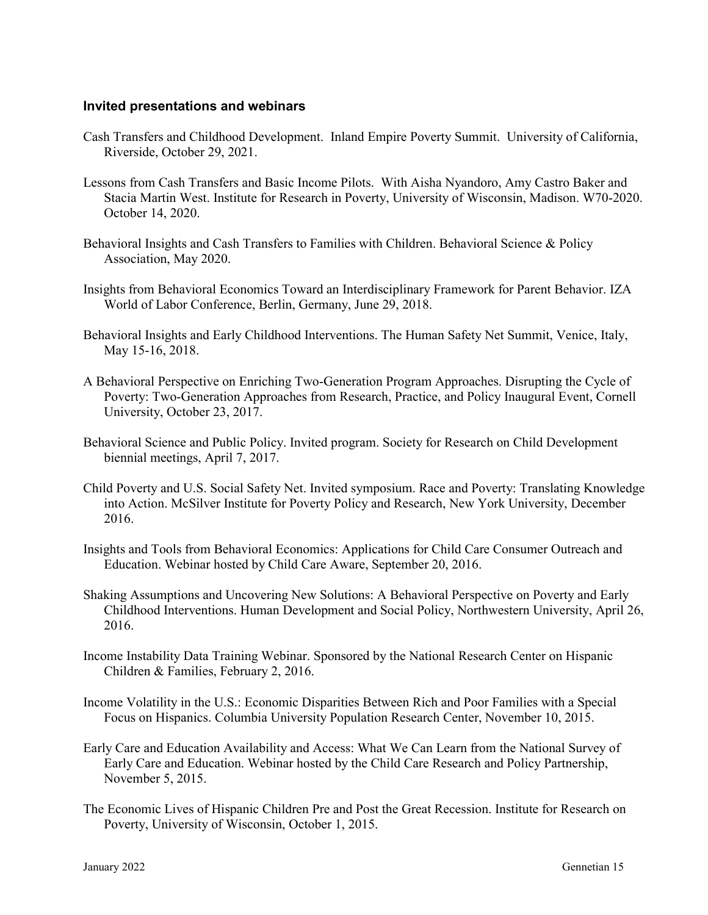### Invited presentations and webinars

Cash Transfers and Childhood Development. Inland Empire Poverty Summit. University of California, Riverside, October 29, 2021.

Lessons from Cash Transfers and Basic Income Pilots. With Aisha Nyandoro, Amy Castro Baker and Stacia Martin West. Institute for Research in Poverty, University of Wisconsin, Madison. W70-2020. October 14, 2020.

Behavioral Insights and Cash Transfers to Families with Children. Behavioral Science & Policy Association, May 2020.

Insights from Behavioral Economics Toward an Interdisciplinary Framework for Parent Behavior. IZA World of Labor Conference, Berlin, Germany, June 29, 2018.

Behavioral Insights and Early Childhood Interventions. The Human Safety Net Summit, Venice, Italy, May 15-16, 2018.

A Behavioral Perspective on Enriching Two-Generation Program Approaches. Disrupting the Cycle of Poverty: Two-Generation Approaches from Research, Practice, and Policy Inaugural Event, Cornell University, October 23, 2017.

Behavioral Science and Public Policy. Invited program. Society for Research on Child Development biennial meetings, April 7, 2017.

Child Poverty and U.S. Social Safety Net. Invited symposium. Race and Poverty: Translating Knowledge into Action. McSilver Institute for Poverty Policy and Research, New York University, December 2016.

Insights and Tools from Behavioral Economics: Applications for Child Care Consumer Outreach and Education. Webinar hosted by Child Care Aware, September 20, 2016.

Shaking Assumptions and Uncovering New Solutions: A Behavioral Perspective on Poverty and Early Childhood Interventions. Human Development and Social Policy, Northwestern University, April 26, 2016.

Income Instability Data Training Webinar. Sponsored by the National Research Center on Hispanic Children & Families, February 2, 2016.

Income Volatility in the U.S.: Economic Disparities Between Rich and Poor Families with a Special Focus on Hispanics. Columbia University Population Research Center, November 10, 2015.

Early Care and Education Availability and Access: What We Can Learn from the National Survey of Early Care and Education. Webinar hosted by the Child Care Research and Policy Partnership, November 5, 2015.

The Economic Lives of Hispanic Children Pre and Post the Great Recession. Institute for Research on Poverty, University of Wisconsin, October 1, 2015.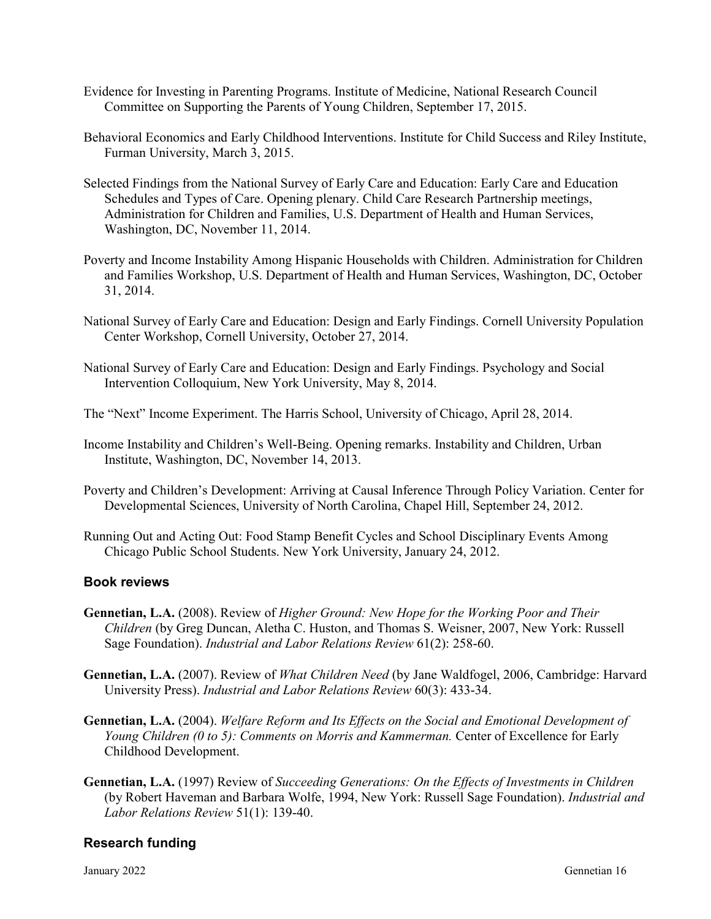Evidence for Investing in Parenting Programs. Institute of Medicine, National Research Council Committee on Supporting the Parents of Young Children, September 17, 2015.

Behavioral Economics and Early Childhood Interventions. Institute for Child Success and Riley Institute, Furman University, March 3, 2015.

Selected Findings from the National Survey of Early Care and Education: Early Care and Education Schedules and Types of Care. Opening plenary. Child Care Research Partnership meetings, Administration for Children and Families, U.S. Department of Health and Human Services, Washington, DC, November 11, 2014.

Poverty and Income Instability Among Hispanic Households with Children. Administration for Children and Families Workshop, U.S. Department of Health and Human Services, Washington, DC, October 31, 2014.

National Survey of Early Care and Education: Design and Early Findings. Cornell University Population Center Workshop, Cornell University, October 27, 2014.

National Survey of Early Care and Education: Design and Early Findings. Psychology and Social Intervention Colloquium, New York University, May 8, 2014.

The "Next" Income Experiment. The Harris School, University of Chicago, April 28, 2014.

Income Instability and Children's Well-Being. Opening remarks. Instability and Children, Urban Institute, Washington, DC, November 14, 2013.

Poverty and Children's Development: Arriving at Causal Inference Through Policy Variation. Center for Developmental Sciences, University of North Carolina, Chapel Hill, September 24, 2012.

Running Out and Acting Out: Food Stamp Benefit Cycles and School Disciplinary Events Among Chicago Public School Students. New York University, January 24, 2012.

### Book reviews

**Gennetian, L.A.** (2008). Review of *Higher Ground: New Hope for the Working Poor and Their Children* (by Greg Duncan, Aletha C. Huston, and Thomas S. Weisner, 2007, New York: Russell Sage Foundation). *Industrial and Labor Relations Review* 61(2): 258-60.

**Gennetian, L.A.** (2007). Review of *What Children Need* (by Jane Waldfogel, 2006, Cambridge: Harvard University Press). *Industrial and Labor Relations Review* 60(3): 433-34.

**Gennetian, L.A.** (2004). *Welfare Reform and Its Effects on the Social and Emotional Development of Young Children (0 to 5): Comments on Morris and Kammerman.* Center of Excellence for Early Childhood Development.

**Gennetian, L.A.** (1997) Review of *Succeeding Generations: On the Effects of Investments in Children* (by Robert Haveman and Barbara Wolfe, 1994, New York: Russell Sage Foundation). *Industrial and Labor Relations Review* 51(1): 139-40.

### Research funding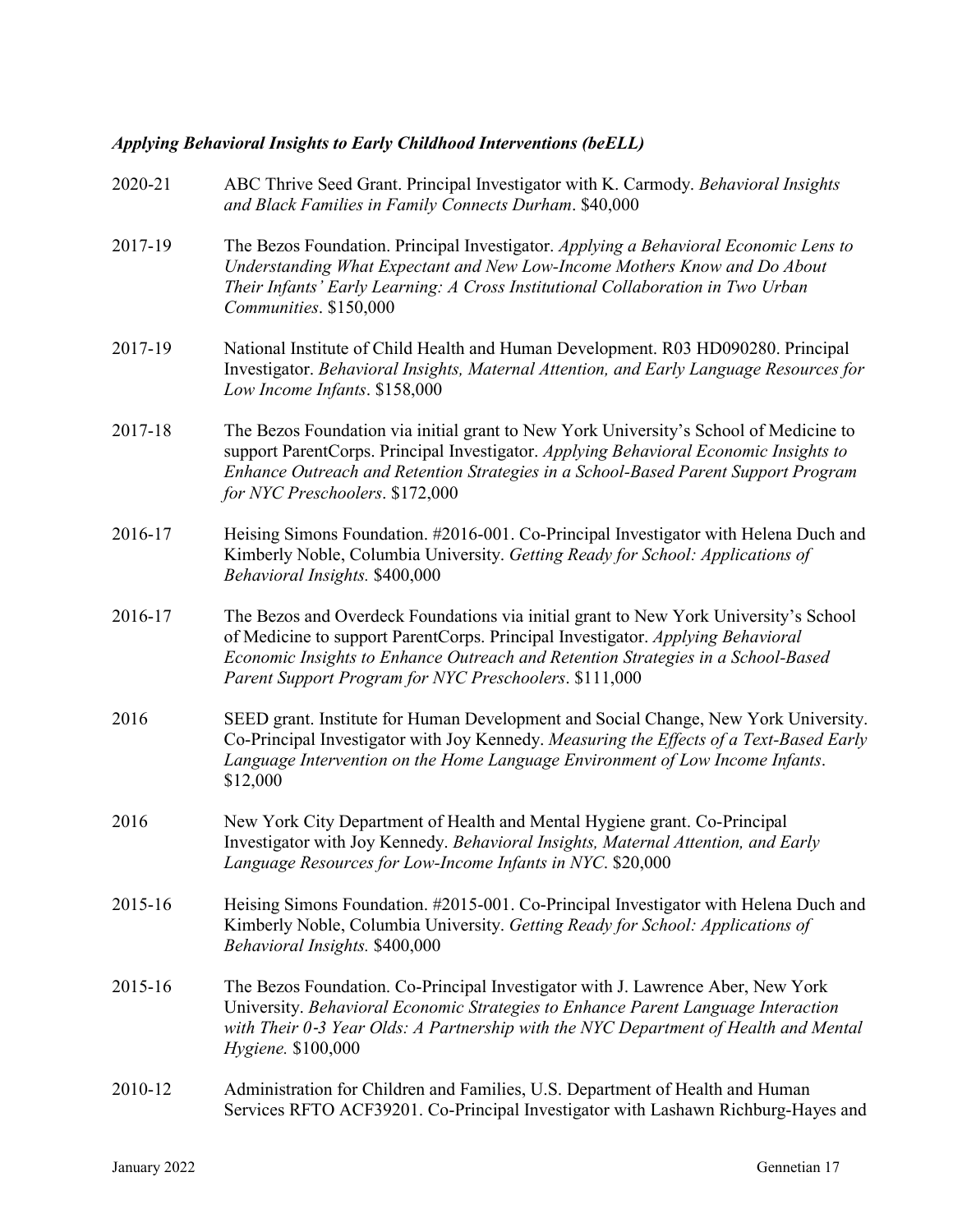***Applying Behavioral Insights to Early Childhood Interventions (beELL)***

2020-21 ABC Thrive Seed Grant. Principal Investigator with K. Carmody. *Behavioral Insights and Black Families in Family Connects Durham*. $40,000

2017-19 The Bezos Foundation. Principal Investigator. *Applying a Behavioral Economic Lens to Understanding What Expectant and New Low-Income Mothers Know and Do About Their Infants' Early Learning: A Cross Institutional Collaboration in Two Urban Communities*. $150,000

2017-19 National Institute of Child Health and Human Development. R03 HD090280. Principal Investigator. *Behavioral Insights, Maternal Attention, and Early Language Resources for Low Income Infants*. $158,000

2017-18 The Bezos Foundation via initial grant to New York University's School of Medicine to support ParentCorps. Principal Investigator. *Applying Behavioral Economic Insights to Enhance Outreach and Retention Strategies in a School-Based Parent Support Program for NYC Preschoolers*. $172,000

2016-17 Heising Simons Foundation. #2016-001. Co-Principal Investigator with Helena Duch and Kimberly Noble, Columbia University. *Getting Ready for School: Applications of Behavioral Insights.* $400,000

2016-17 The Bezos and Overdeck Foundations via initial grant to New York University's School of Medicine to support ParentCorps. Principal Investigator. *Applying Behavioral Economic Insights to Enhance Outreach and Retention Strategies in a School-Based Parent Support Program for NYC Preschoolers*. $111,000

2016 SEED grant. Institute for Human Development and Social Change, New York University. Co-Principal Investigator with Joy Kennedy. *Measuring the Effects of a Text-Based Early Language Intervention on the Home Language Environment of Low Income Infants*. $12,000

2016 New York City Department of Health and Mental Hygiene grant. Co-Principal Investigator with Joy Kennedy. *Behavioral Insights, Maternal Attention, and Early Language Resources for Low-Income Infants in NYC*. $20,000

2015-16 Heising Simons Foundation. #2015-001. Co-Principal Investigator with Helena Duch and Kimberly Noble, Columbia University. *Getting Ready for School: Applications of Behavioral Insights.* $400,000

2015-16 The Bezos Foundation. Co-Principal Investigator with J. Lawrence Aber, New York University. *Behavioral Economic Strategies to Enhance Parent Language Interaction with Their 0-3 Year Olds: A Partnership with the NYC Department of Health and Mental Hygiene.* $100,000

2010-12 Administration for Children and Families, U.S. Department of Health and Human Services RFTO ACF39201. Co-Principal Investigator with Lashawn Richburg-Hayes and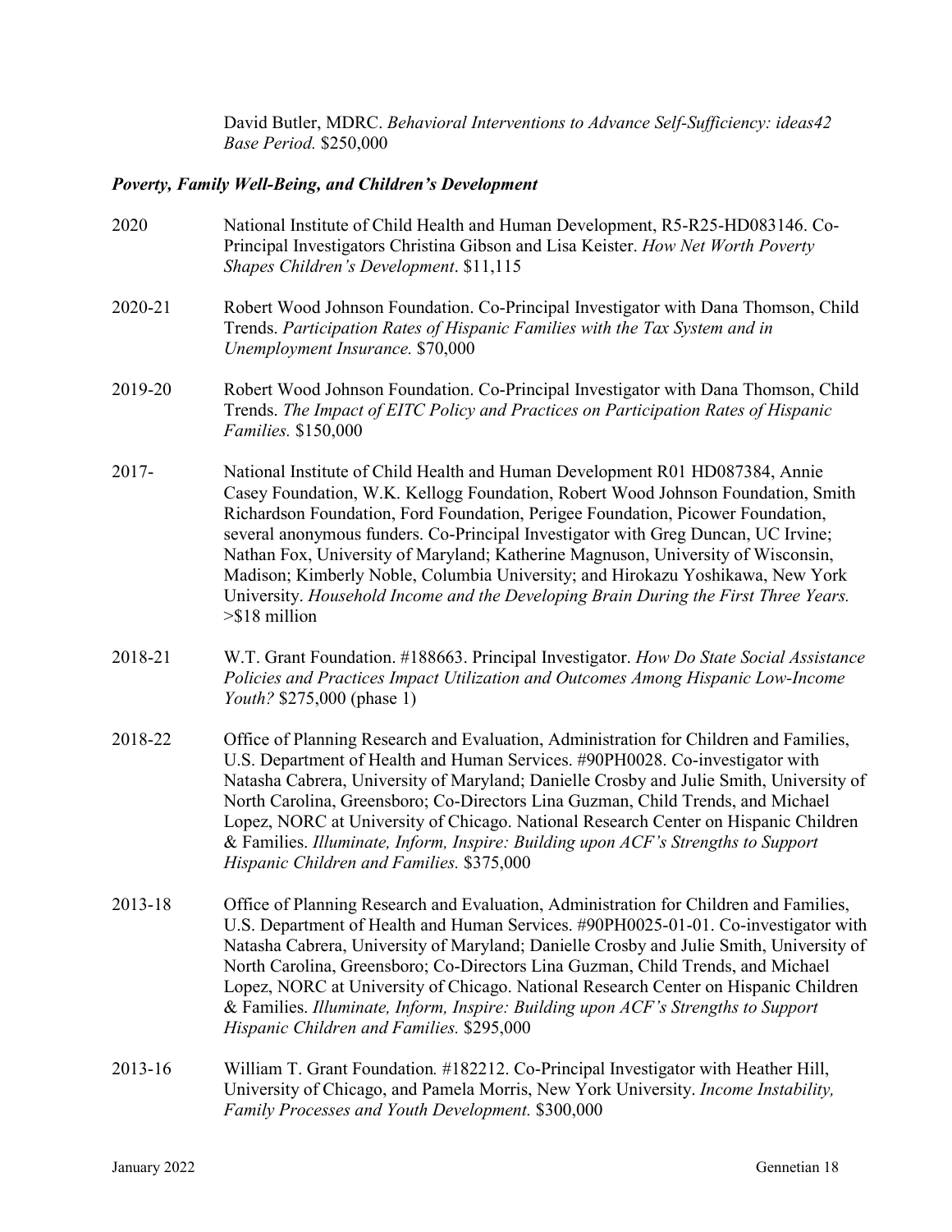David Butler, MDRC. *Behavioral Interventions to Advance Self-Sufficiency: ideas42 Base Period.* $250,000

***Poverty, Family Well-Being, and Children's Development***

2020 National Institute of Child Health and Human Development, R5-R25-HD083146. Co-Principal Investigators Christina Gibson and Lisa Keister. *How Net Worth Poverty Shapes Children's Development*. $11,115

2020-21 Robert Wood Johnson Foundation. Co-Principal Investigator with Dana Thomson, Child Trends. *Participation Rates of Hispanic Families with the Tax System and in Unemployment Insurance.* $70,000

2019-20 Robert Wood Johnson Foundation. Co-Principal Investigator with Dana Thomson, Child Trends. *The Impact of EITC Policy and Practices on Participation Rates of Hispanic Families.* $150,000

2017- National Institute of Child Health and Human Development R01 HD087384, Annie Casey Foundation, W.K. Kellogg Foundation, Robert Wood Johnson Foundation, Smith Richardson Foundation, Ford Foundation, Perigee Foundation, Picower Foundation, several anonymous funders. Co-Principal Investigator with Greg Duncan, UC Irvine; Nathan Fox, University of Maryland; Katherine Magnuson, University of Wisconsin, Madison; Kimberly Noble, Columbia University; and Hirokazu Yoshikawa, New York University. *Household Income and the Developing Brain During the First Three Years.* >$18 million

2018-21 W.T. Grant Foundation. #188663. Principal Investigator. *How Do State Social Assistance Policies and Practices Impact Utilization and Outcomes Among Hispanic Low-Income Youth?* $275,000 (phase 1)

2018-22 Office of Planning Research and Evaluation, Administration for Children and Families, U.S. Department of Health and Human Services. #90PH0028. Co-investigator with Natasha Cabrera, University of Maryland; Danielle Crosby and Julie Smith, University of North Carolina, Greensboro; Co-Directors Lina Guzman, Child Trends, and Michael Lopez, NORC at University of Chicago. National Research Center on Hispanic Children & Families. *Illuminate, Inform, Inspire: Building upon ACF's Strengths to Support Hispanic Children and Families.* $375,000

2013-18 Office of Planning Research and Evaluation, Administration for Children and Families, U.S. Department of Health and Human Services. #90PH0025-01-01. Co-investigator with Natasha Cabrera, University of Maryland; Danielle Crosby and Julie Smith, University of North Carolina, Greensboro; Co-Directors Lina Guzman, Child Trends, and Michael Lopez, NORC at University of Chicago. National Research Center on Hispanic Children & Families. *Illuminate, Inform, Inspire: Building upon ACF's Strengths to Support Hispanic Children and Families.* $295,000

2013-16 William T. Grant Foundation*.* #182212. Co-Principal Investigator with Heather Hill, University of Chicago, and Pamela Morris, New York University. *Income Instability, Family Processes and Youth Development.* $300,000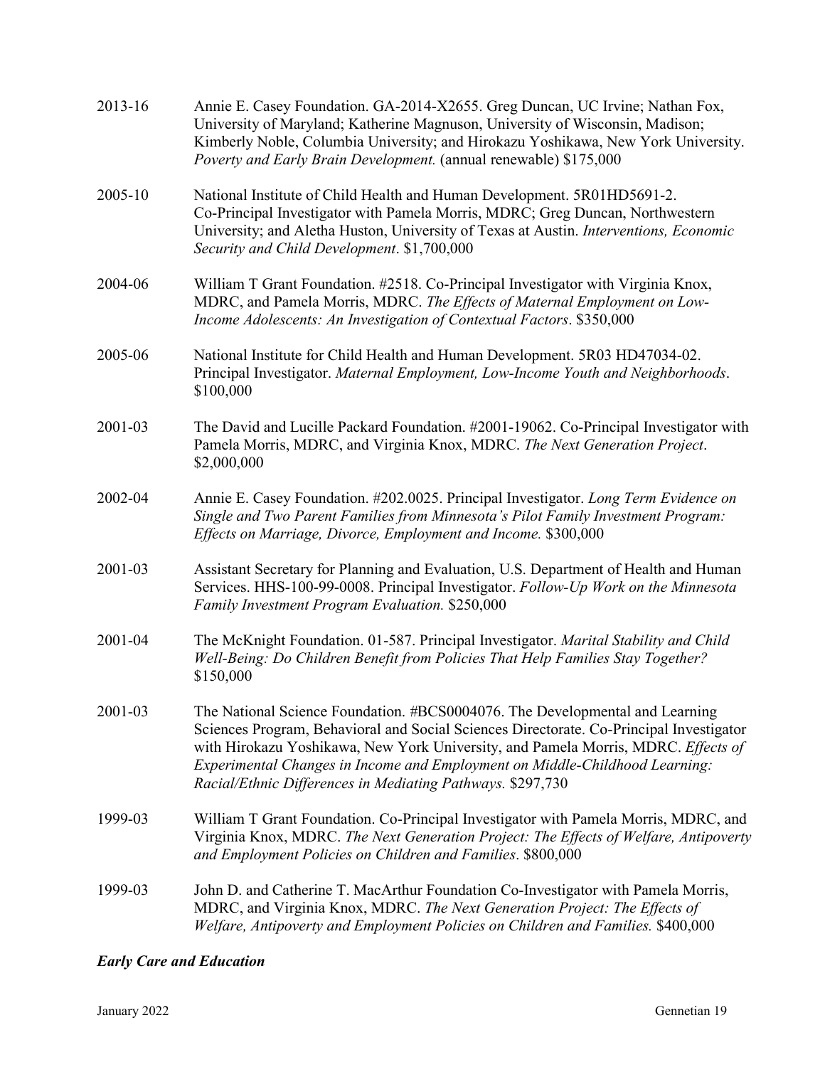2013-16 Annie E. Casey Foundation. GA-2014-X2655. Greg Duncan, UC Irvine; Nathan Fox, University of Maryland; Katherine Magnuson, University of Wisconsin, Madison; Kimberly Noble, Columbia University; and Hirokazu Yoshikawa, New York University. *Poverty and Early Brain Development.* (annual renewable) $175,000

2005-10 National Institute of Child Health and Human Development. 5R01HD5691-2. Co-Principal Investigator with Pamela Morris, MDRC; Greg Duncan, Northwestern University; and Aletha Huston, University of Texas at Austin. *Interventions, Economic Security and Child Development*. $1,700,000

2004-06 William T Grant Foundation. #2518. Co-Principal Investigator with Virginia Knox, MDRC, and Pamela Morris, MDRC. *The Effects of Maternal Employment on Low-Income Adolescents: An Investigation of Contextual Factors*. $350,000

2005-06 National Institute for Child Health and Human Development. 5R03 HD47034-02. Principal Investigator. *Maternal Employment, Low-Income Youth and Neighborhoods*. $100,000

2001-03 The David and Lucille Packard Foundation. #2001-19062. Co-Principal Investigator with Pamela Morris, MDRC, and Virginia Knox, MDRC. *The Next Generation Project*. $2,000,000

2002-04 Annie E. Casey Foundation. #202.0025. Principal Investigator. *Long Term Evidence on Single and Two Parent Families from Minnesota's Pilot Family Investment Program: Effects on Marriage, Divorce, Employment and Income.* $300,000

2001-03 Assistant Secretary for Planning and Evaluation, U.S. Department of Health and Human Services. HHS-100-99-0008. Principal Investigator. *Follow-Up Work on the Minnesota Family Investment Program Evaluation.* $250,000

2001-04 The McKnight Foundation. 01-587. Principal Investigator. *Marital Stability and Child Well-Being: Do Children Benefit from Policies That Help Families Stay Together?* $150,000

2001-03 The National Science Foundation. #BCS0004076. The Developmental and Learning Sciences Program, Behavioral and Social Sciences Directorate. Co-Principal Investigator with Hirokazu Yoshikawa, New York University, and Pamela Morris, MDRC. *Effects of Experimental Changes in Income and Employment on Middle-Childhood Learning: Racial/Ethnic Differences in Mediating Pathways.* $297,730

1999-03 William T Grant Foundation. Co-Principal Investigator with Pamela Morris, MDRC, and Virginia Knox, MDRC. *The Next Generation Project: The Effects of Welfare, Antipoverty and Employment Policies on Children and Families*. $800,000

1999-03 John D. and Catherine T. MacArthur Foundation Co-Investigator with Pamela Morris, MDRC, and Virginia Knox, MDRC. *The Next Generation Project: The Effects of Welfare, Antipoverty and Employment Policies on Children and Families.* $400,000

***Early Care and Education***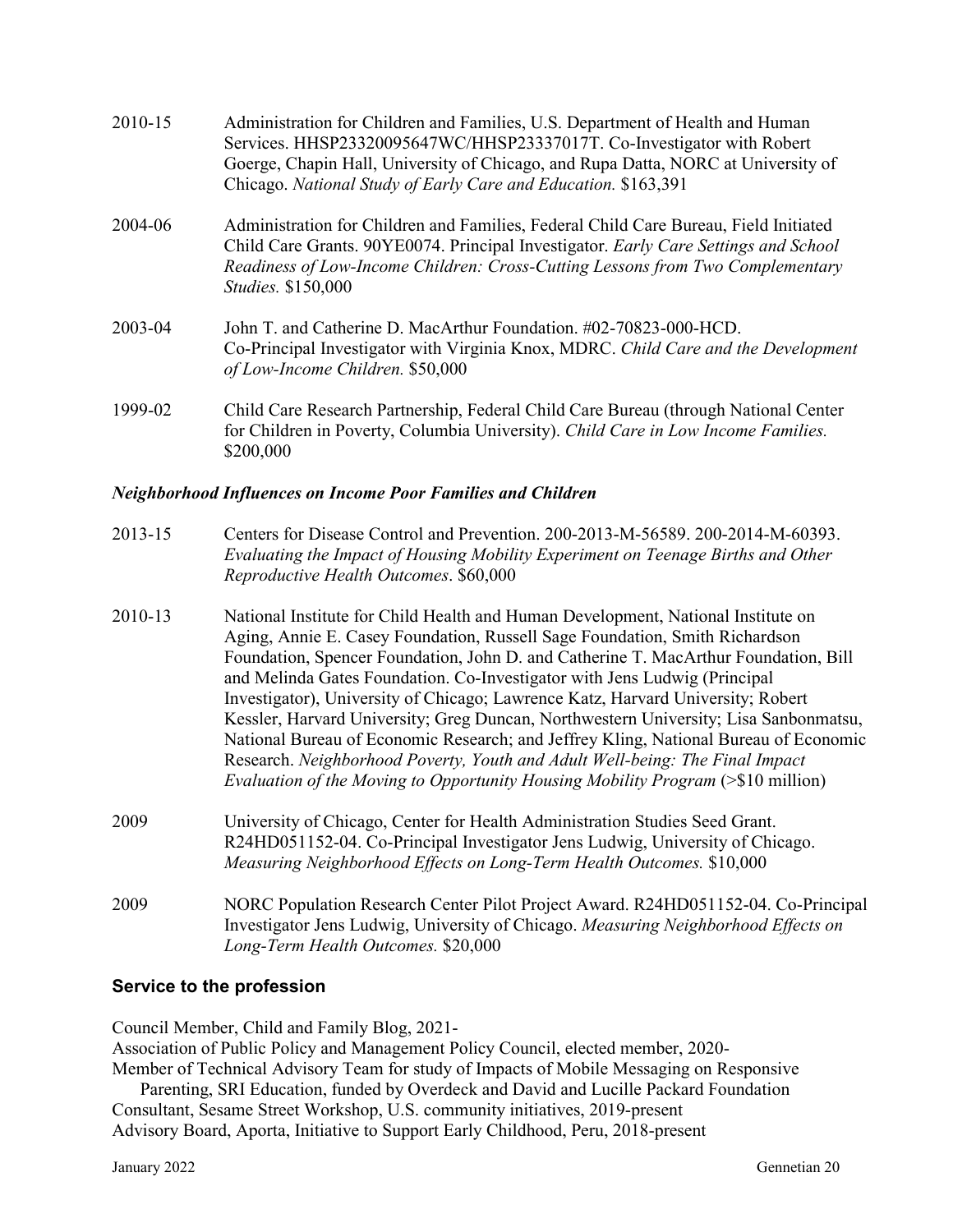2010-15 Administration for Children and Families, U.S. Department of Health and Human Services. HHSP23320095647WC/HHSP23337017T. Co-Investigator with Robert Goerge, Chapin Hall, University of Chicago, and Rupa Datta, NORC at University of Chicago. *National Study of Early Care and Education.* $163,391

2004-06 Administration for Children and Families, Federal Child Care Bureau, Field Initiated Child Care Grants. 90YE0074. Principal Investigator. *Early Care Settings and School Readiness of Low-Income Children: Cross-Cutting Lessons from Two Complementary Studies.* $150,000

2003-04 John T. and Catherine D. MacArthur Foundation. #02-70823-000-HCD. Co-Principal Investigator with Virginia Knox, MDRC. *Child Care and the Development of Low-Income Children.* $50,000

1999-02 Child Care Research Partnership, Federal Child Care Bureau (through National Center for Children in Poverty, Columbia University). *Child Care in Low Income Families.* $200,000

***Neighborhood Influences on Income Poor Families and Children***

2013-15 Centers for Disease Control and Prevention. 200-2013-M-56589. 200-2014-M-60393. *Evaluating the Impact of Housing Mobility Experiment on Teenage Births and Other Reproductive Health Outcomes*. $60,000

2010-13 National Institute for Child Health and Human Development, National Institute on Aging, Annie E. Casey Foundation, Russell Sage Foundation, Smith Richardson Foundation, Spencer Foundation, John D. and Catherine T. MacArthur Foundation, Bill and Melinda Gates Foundation. Co-Investigator with Jens Ludwig (Principal Investigator), University of Chicago; Lawrence Katz, Harvard University; Robert Kessler, Harvard University; Greg Duncan, Northwestern University; Lisa Sanbonmatsu, National Bureau of Economic Research; and Jeffrey Kling, National Bureau of Economic Research. *Neighborhood Poverty, Youth and Adult Well-being: The Final Impact Evaluation of the Moving to Opportunity Housing Mobility Program* (>$10 million)

2009 University of Chicago, Center for Health Administration Studies Seed Grant. R24HD051152-04. Co-Principal Investigator Jens Ludwig, University of Chicago. *Measuring Neighborhood Effects on Long-Term Health Outcomes.* $10,000

2009 NORC Population Research Center Pilot Project Award. R24HD051152-04. Co-Principal Investigator Jens Ludwig, University of Chicago. *Measuring Neighborhood Effects on Long-Term Health Outcomes.* $20,000

## Service to the profession

Council Member, Child and Family Blog, 2021-
Association of Public Policy and Management Policy Council, elected member, 2020-
Member of Technical Advisory Team for study of Impacts of Mobile Messaging on Responsive Parenting, SRI Education, funded by Overdeck and David and Lucille Packard Foundation
Consultant, Sesame Street Workshop, U.S. community initiatives, 2019-present
Advisory Board, Aporta, Initiative to Support Early Childhood, Peru, 2018-present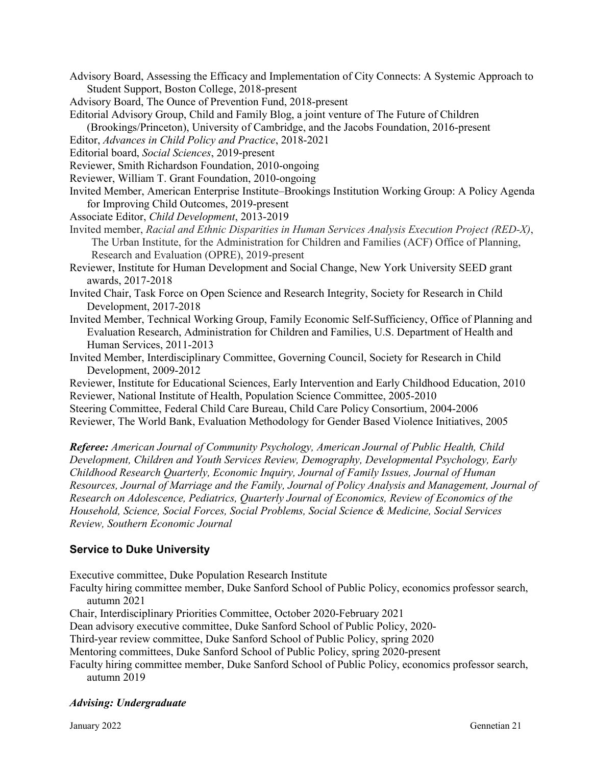Advisory Board, Assessing the Efficacy and Implementation of City Connects: A Systemic Approach to Student Support, Boston College, 2018-present

Advisory Board, The Ounce of Prevention Fund, 2018-present

Editorial Advisory Group, Child and Family Blog, a joint venture of The Future of Children (Brookings/Princeton), University of Cambridge, and the Jacobs Foundation, 2016-present

Editor, *Advances in Child Policy and Practice*, 2018-2021

Editorial board, *Social Sciences*, 2019-present

Reviewer, Smith Richardson Foundation, 2010-ongoing

Reviewer, William T. Grant Foundation, 2010-ongoing

Invited Member, American Enterprise Institute–Brookings Institution Working Group: A Policy Agenda for Improving Child Outcomes, 2019-present

Associate Editor, *Child Development*, 2013-2019

Invited member, *Racial and Ethnic Disparities in Human Services Analysis Execution Project (RED-X)*, The Urban Institute, for the Administration for Children and Families (ACF) Office of Planning, Research and Evaluation (OPRE), 2019-present

Reviewer, Institute for Human Development and Social Change, New York University SEED grant awards, 2017-2018

Invited Chair, Task Force on Open Science and Research Integrity, Society for Research in Child Development, 2017-2018

Invited Member, Technical Working Group, Family Economic Self-Sufficiency, Office of Planning and Evaluation Research, Administration for Children and Families, U.S. Department of Health and Human Services, 2011-2013

Invited Member, Interdisciplinary Committee, Governing Council, Society for Research in Child Development, 2009-2012

Reviewer, Institute for Educational Sciences, Early Intervention and Early Childhood Education, 2010

Reviewer, National Institute of Health, Population Science Committee, 2005-2010

Steering Committee, Federal Child Care Bureau, Child Care Policy Consortium, 2004-2006

Reviewer, The World Bank, Evaluation Methodology for Gender Based Violence Initiatives, 2005

***Referee:*** *American Journal of Community Psychology, American Journal of Public Health, Child Development, Children and Youth Services Review, Demography, Developmental Psychology, Early Childhood Research Quarterly, Economic Inquiry, Journal of Family Issues, Journal of Human Resources, Journal of Marriage and the Family, Journal of Policy Analysis and Management, Journal of Research on Adolescence, Pediatrics, Quarterly Journal of Economics, Review of Economics of the Household, Science, Social Forces, Social Problems, Social Science & Medicine, Social Services Review, Southern Economic Journal*

## Service to Duke University

Executive committee, Duke Population Research Institute

Faculty hiring committee member, Duke Sanford School of Public Policy, economics professor search, autumn 2021

Chair, Interdisciplinary Priorities Committee, October 2020-February 2021

Dean advisory executive committee, Duke Sanford School of Public Policy, 2020-

Third-year review committee, Duke Sanford School of Public Policy, spring 2020

Mentoring committees, Duke Sanford School of Public Policy, spring 2020-present

Faculty hiring committee member, Duke Sanford School of Public Policy, economics professor search, autumn 2019

### *Advising: Undergraduate*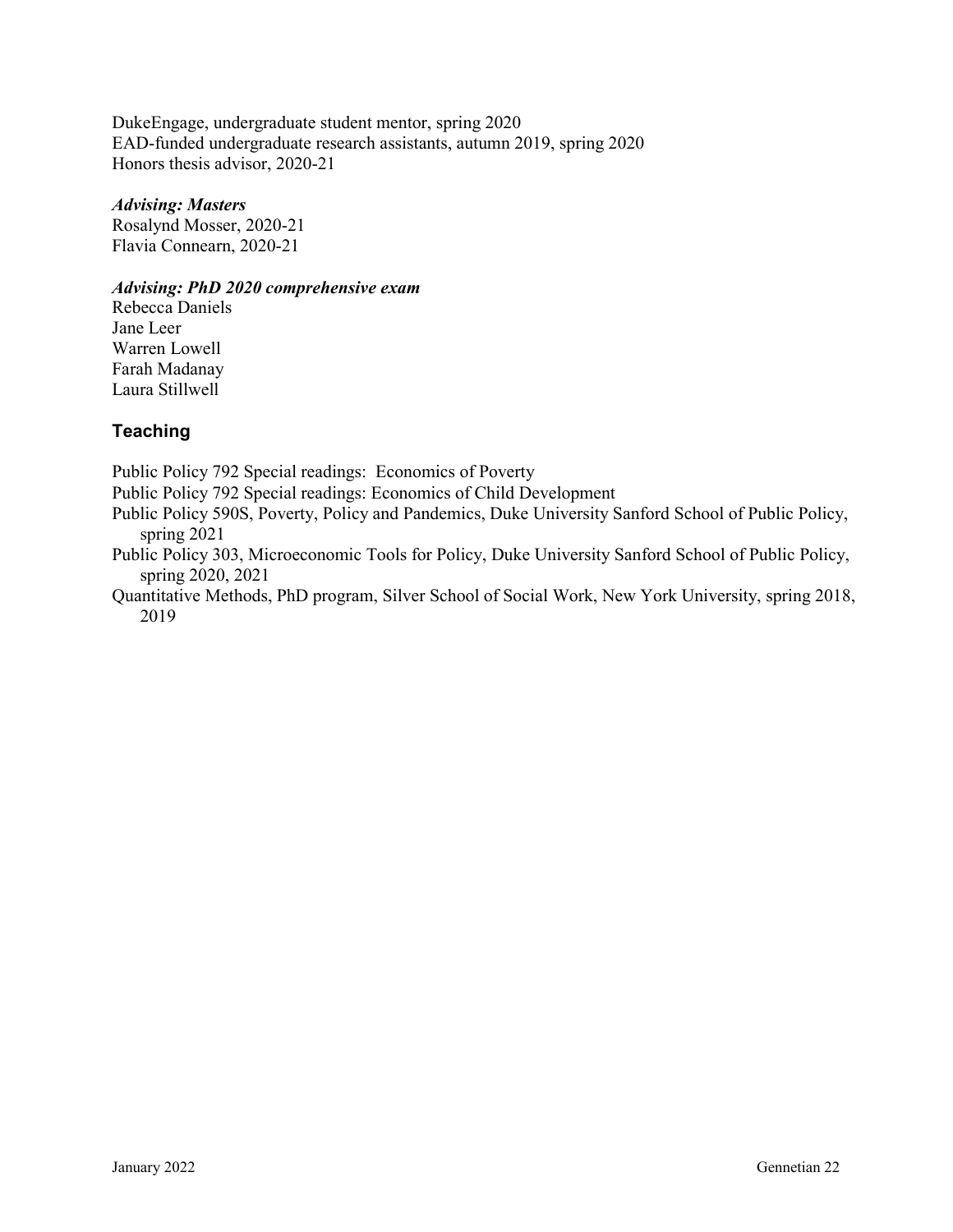DukeEngage, undergraduate student mentor, spring 2020
EAD-funded undergraduate research assistants, autumn 2019, spring 2020
Honors thesis advisor, 2020-21

***Advising: Masters***
Rosalynd Mosser, 2020-21
Flavia Connearn, 2020-21

***Advising: PhD 2020 comprehensive exam***
Rebecca Daniels
Jane Leer
Warren Lowell
Farah Madanay
Laura Stillwell

## Teaching

Public Policy 792 Special readings: Economics of Poverty
Public Policy 792 Special readings: Economics of Child Development
Public Policy 590S, Poverty, Policy and Pandemics, Duke University Sanford School of Public Policy, spring 2021
Public Policy 303, Microeconomic Tools for Policy, Duke University Sanford School of Public Policy, spring 2020, 2021
Quantitative Methods, PhD program, Silver School of Social Work, New York University, spring 2018, 2019